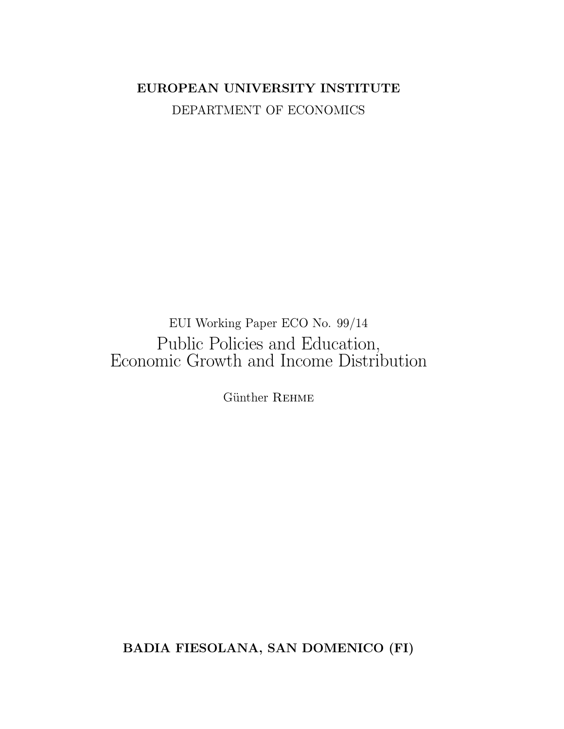**EUROPEAN UNIVERSITY INSTITUTE**

DEPARTMENT OF ECONOMICS

EUI Working Paper ECO No. 99/14

# Public Policies and Education, Economic Growth and Income Distribution

Günther Rehme

**BADIA FIESOLANA, SAN DOMENICO (FI)**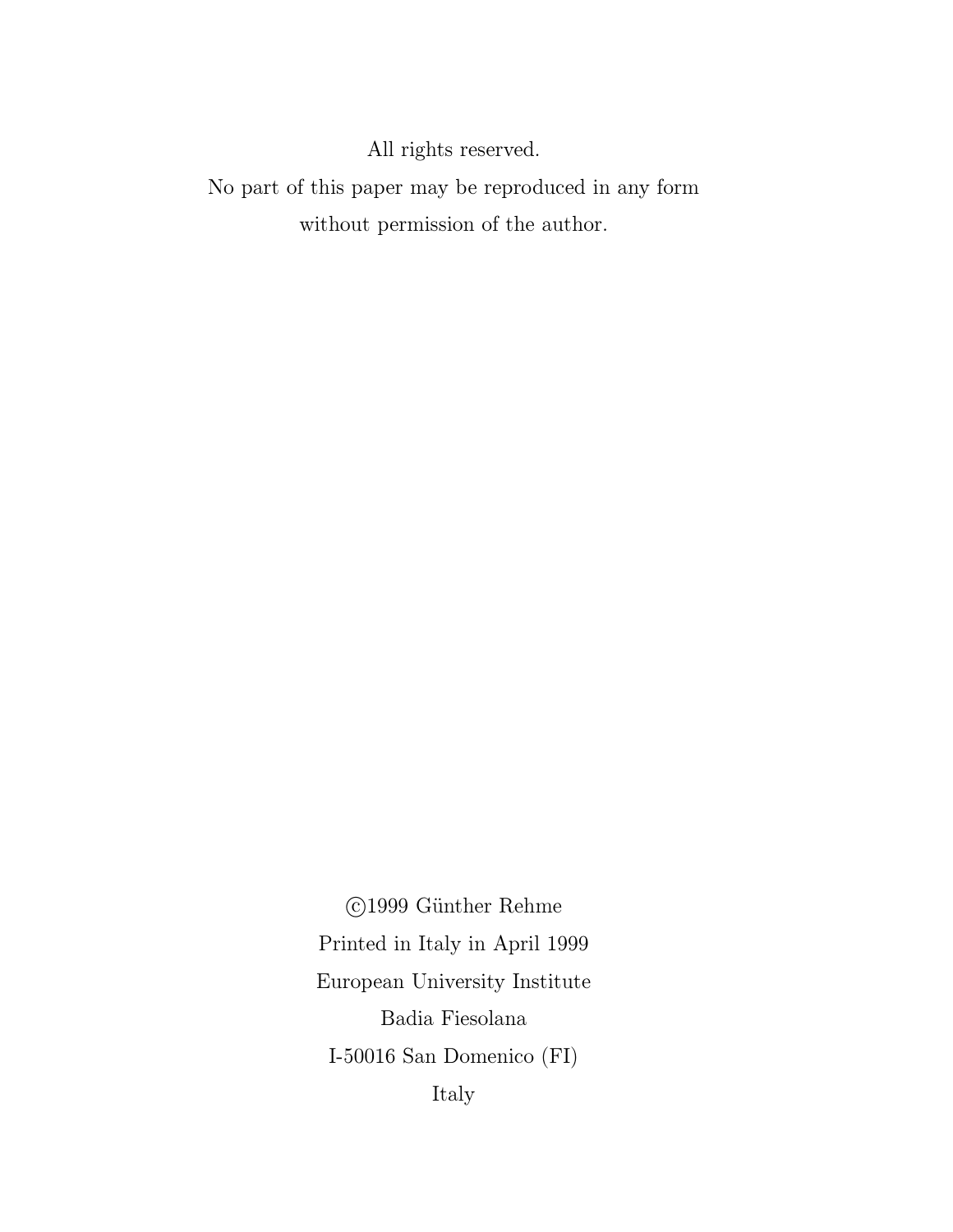All rights reserved.

No part of this paper may be reproduced in any form

without permission of the author.

©1999 Günther Rehme

Printed in Italy in April 1999

European University Institute

Badia Fiesolana

I-50016 San Domenico (FI)

Italy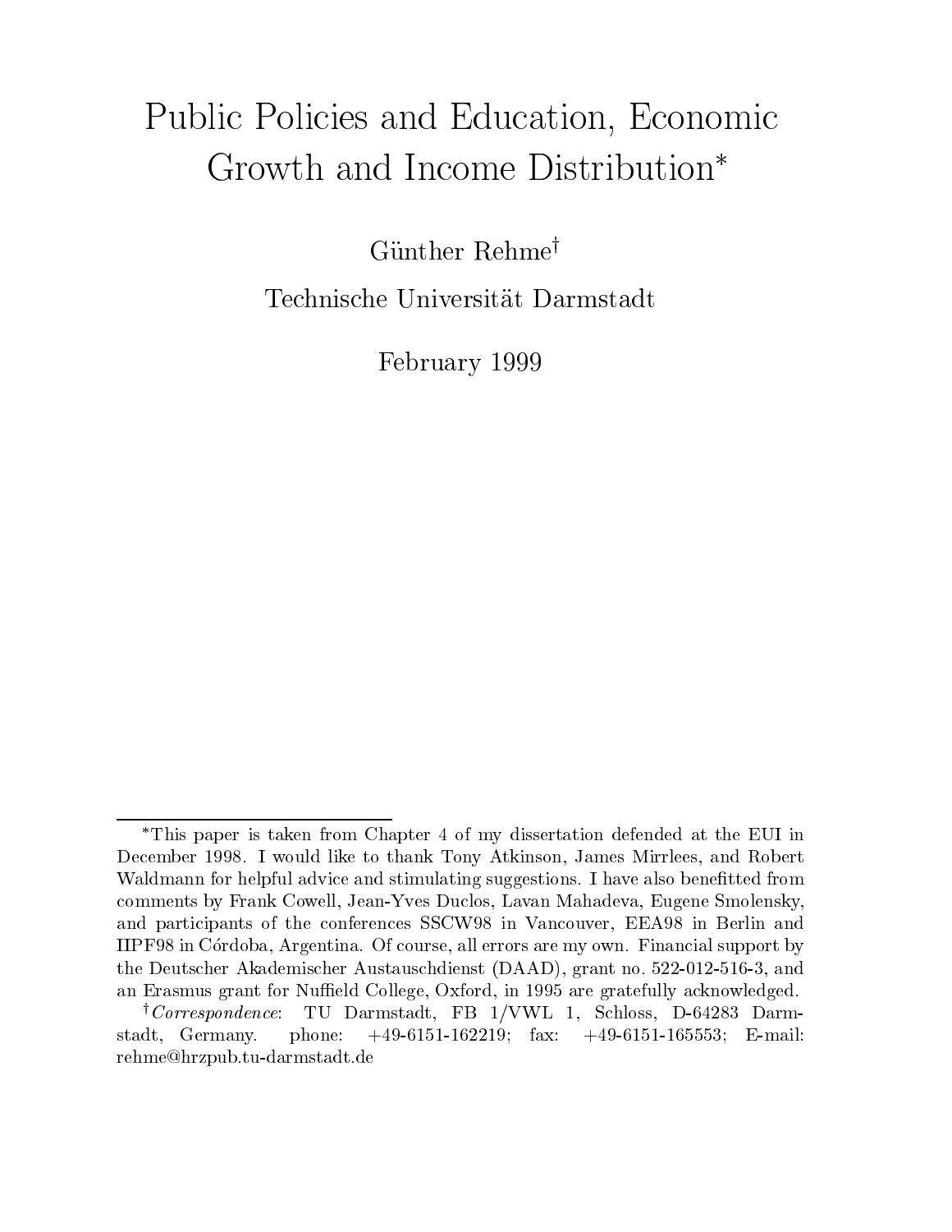# Public Policies and Education, Economic Growth and Income Distribution*

Günther Rehme†

Technische Universität Darmstadt

February 1999

---

*This paper is taken from Chapter 4 of my dissertation defended at the EUI in December 1998. I would like to thank Tony Atkinson, James Mirrlees, and Robert Waldmann for helpful advice and stimulating suggestions. I have also benefitted from comments by Frank Cowell, Jean-Yves Duclos, Lavan Mahadeva, Eugene Smolensky, and participants of the conferences SSCW98 in Vancouver, EEA98 in Berlin and IIPF98 in Córdoba, Argentina. Of course, all errors are my own. Financial support by the Deutscher Akademischer Austauschdienst (DAAD), grant no. 522-012-516-3, and an Erasmus grant for Nuffield College, Oxford, in 1995 are gratefully acknowledged.

†*Correspondence*: TU Darmstadt, FB 1/VWL 1, Schloss, D-64283 Darmstadt, Germany. phone: +49-6151-162219; fax: +49-6151-165553; E-mail: rehme@hrzpub.tu-darmstadt.de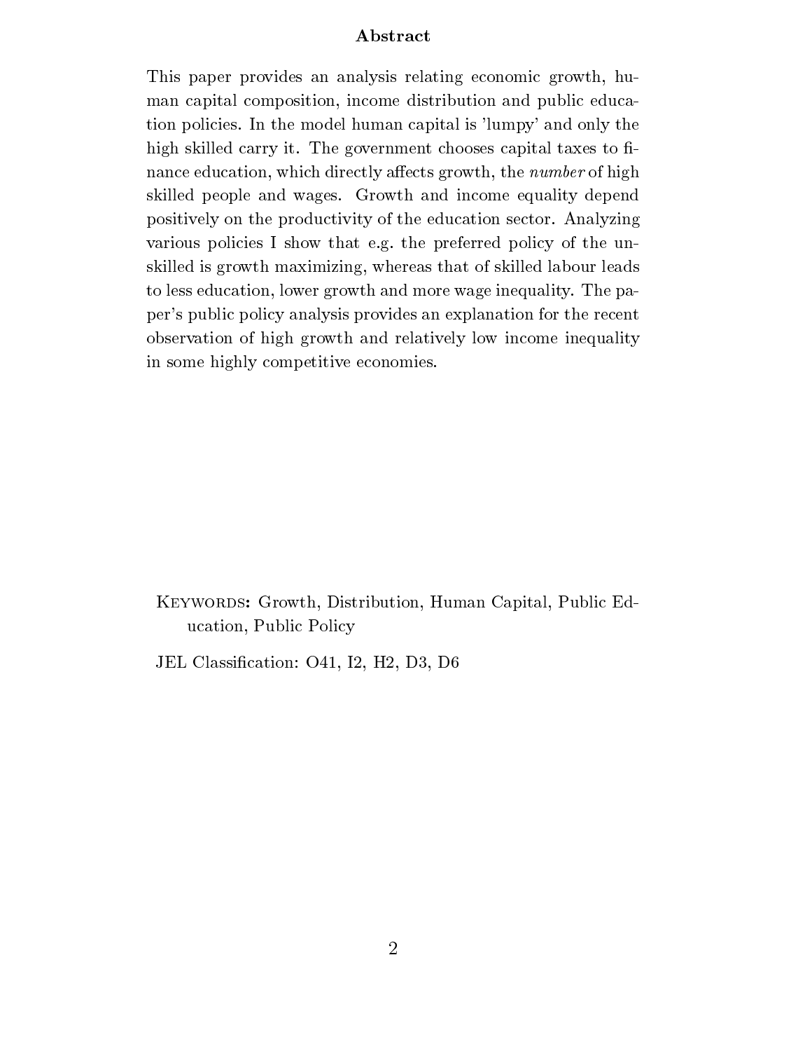## Abstract

This paper provides an analysis relating economic growth, human capital composition, income distribution and public education policies. In the model human capital is 'lumpy' and only the high skilled carry it. The government chooses capital taxes to finance education, which directly affects growth, the *number* of high skilled people and wages. Growth and income equality depend positively on the productivity of the education sector. Analyzing various policies I show that e.g. the preferred policy of the unskilled is growth maximizing, whereas that of skilled labour leads to less education, lower growth and more wage inequality. The paper's public policy analysis provides an explanation for the recent observation of high growth and relatively low income inequality in some highly competitive economies.

KEYWORDS: Growth, Distribution, Human Capital, Public Education, Public Policy

JEL Classification: O41, I2, H2, D3, D6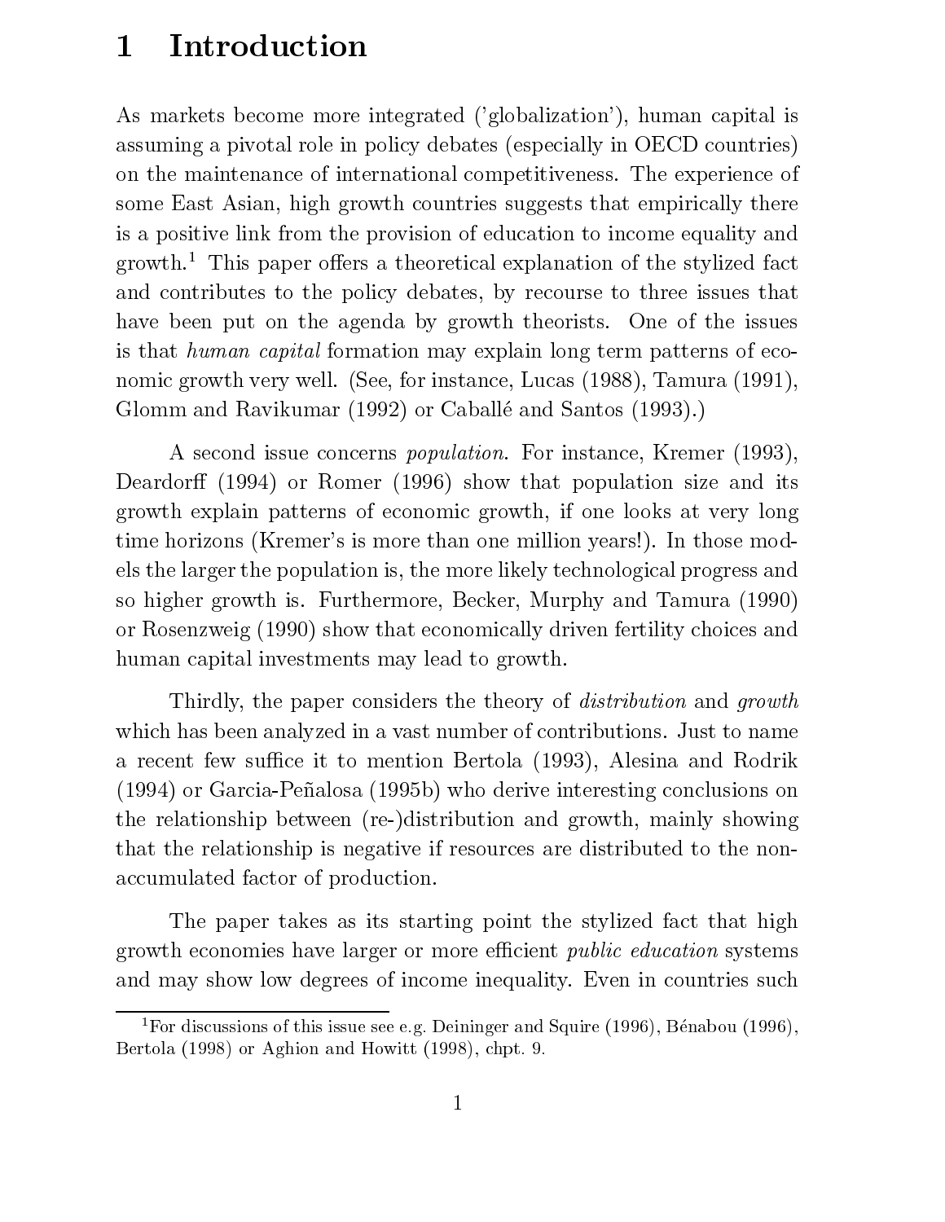# 1 Introduction

As markets become more integrated ('globalization'), human capital is assuming a pivotal role in policy debates (especially in OECD countries) on the maintenance of international competitiveness. The experience of some East Asian, high growth countries suggests that empirically there is a positive link from the provision of education to income equality and growth.[1] This paper offers a theoretical explanation of the stylized fact and contributes to the policy debates, by recourse to three issues that have been put on the agenda by growth theorists. One of the issues is that *human capital* formation may explain long term patterns of economic growth very well. (See, for instance, Lucas (1988), Tamura (1991), Glomm and Ravikumar (1992) or Caballé and Santos (1993).)

A second issue concerns *population*. For instance, Kremer (1993), Deardorff (1994) or Romer (1996) show that population size and its growth explain patterns of economic growth, if one looks at very long time horizons (Kremer's is more than one million years!). In those models the larger the population is, the more likely technological progress and so higher growth is. Furthermore, Becker, Murphy and Tamura (1990) or Rosenzweig (1990) show that economically driven fertility choices and human capital investments may lead to growth.

Thirdly, the paper considers the theory of *distribution* and *growth* which has been analyzed in a vast number of contributions. Just to name a recent few suffice it to mention Bertola (1993), Alesina and Rodrik (1994) or Garcia-Peñalosa (1995b) who derive interesting conclusions on the relationship between (re-)distribution and growth, mainly showing that the relationship is negative if resources are distributed to the non-accumulated factor of production.

The paper takes as its starting point the stylized fact that high growth economies have larger or more efficient *public education* systems and may show low degrees of income inequality. Even in countries such

[1] For discussions of this issue see e.g. Deininger and Squire (1996), Bénabou (1996), Bertola (1998) or Aghion and Howitt (1998), chpt. 9.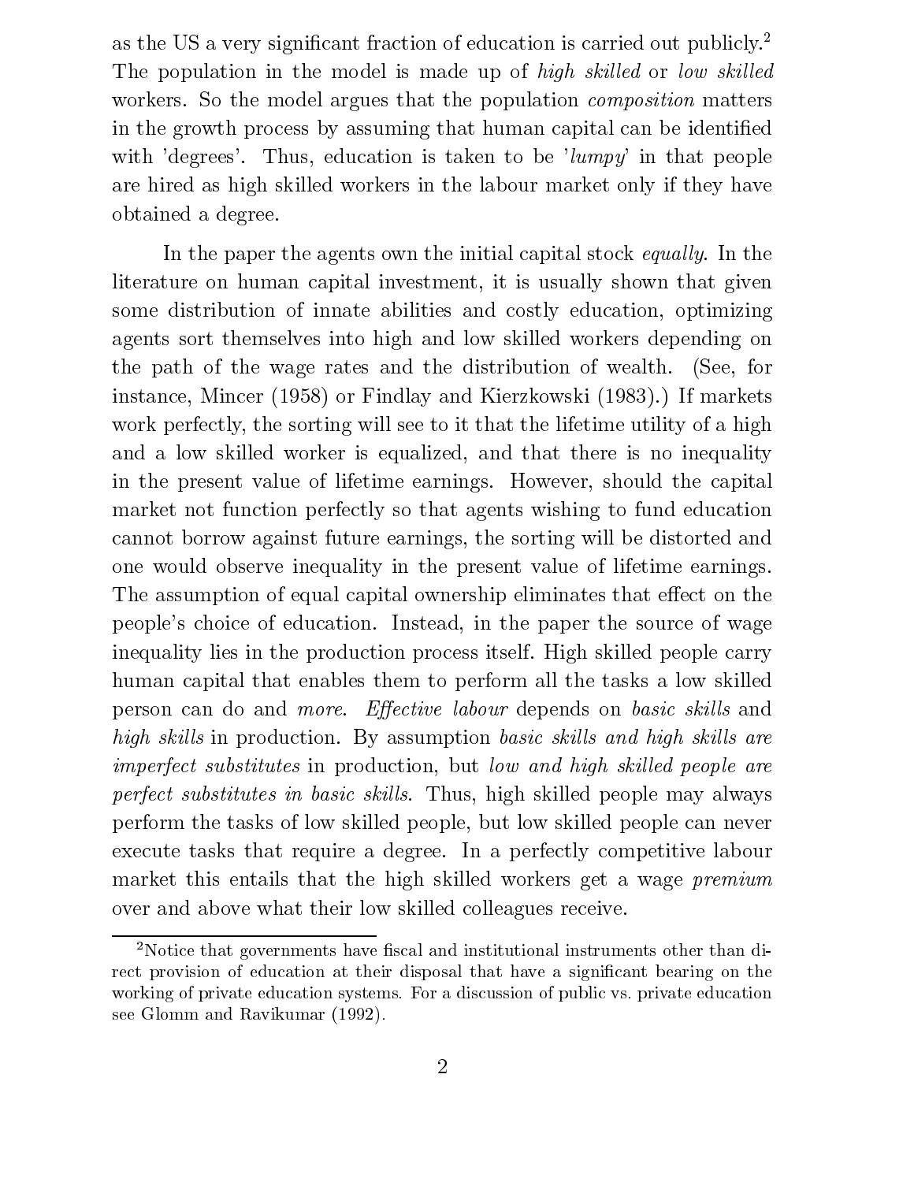as the US a very significant fraction of education is carried out publicly.[2] The population in the model is made up of *high skilled* or *low skilled* workers. So the model argues that the population *composition* matters in the growth process by assuming that human capital can be identified with 'degrees'. Thus, education is taken to be '*lumpy*' in that people are hired as high skilled workers in the labour market only if they have obtained a degree.

In the paper the agents own the initial capital stock *equally*. In the literature on human capital investment, it is usually shown that given some distribution of innate abilities and costly education, optimizing agents sort themselves into high and low skilled workers depending on the path of the wage rates and the distribution of wealth. (See, for instance, Mincer (1958) or Findlay and Kierzkowski (1983).) If markets work perfectly, the sorting will see to it that the lifetime utility of a high and a low skilled worker is equalized, and that there is no inequality in the present value of lifetime earnings. However, should the capital market not function perfectly so that agents wishing to fund education cannot borrow against future earnings, the sorting will be distorted and one would observe inequality in the present value of lifetime earnings. The assumption of equal capital ownership eliminates that effect on the people's choice of education. Instead, in the paper the source of wage inequality lies in the production process itself. High skilled people carry human capital that enables them to perform all the tasks a low skilled person can do and *more*. *Effective labour* depends on *basic skills* and *high skills* in production. By assumption *basic skills and high skills are imperfect substitutes* in production, but *low and high skilled people are perfect substitutes in basic skills*. Thus, high skilled people may always perform the tasks of low skilled people, but low skilled people can never execute tasks that require a degree. In a perfectly competitive labour market this entails that the high skilled workers get a wage *premium* over and above what their low skilled colleagues receive.

[2] Notice that governments have fiscal and institutional instruments other than direct provision of education at their disposal that have a significant bearing on the working of private education systems. For a discussion of public vs. private education see Glomm and Ravikumar (1992).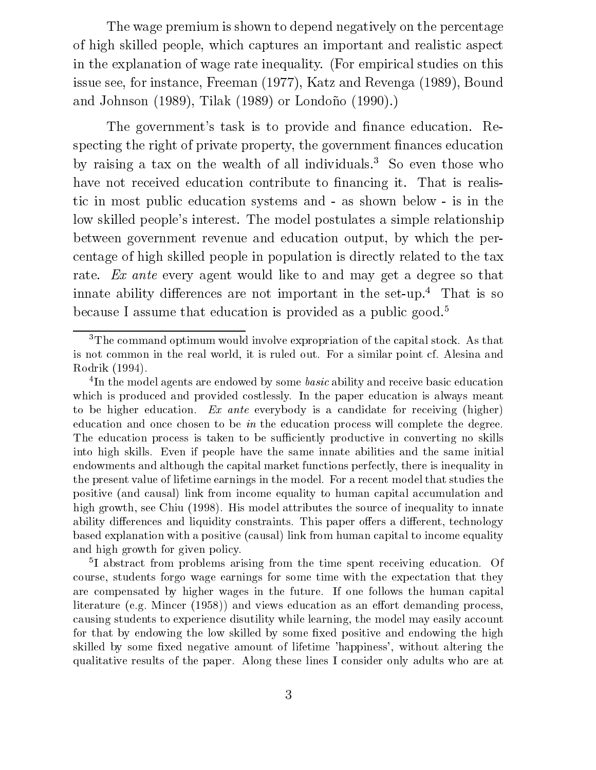The wage premium is shown to depend negatively on the percentage of high skilled people, which captures an important and realistic aspect in the explanation of wage rate inequality. (For empirical studies on this issue see, for instance, Freeman (1977), Katz and Revenga (1989), Bound and Johnson (1989), Tilak (1989) or Londoño (1990).)

The government's task is to provide and finance education. Respecting the right of private property, the government finances education by raising a tax on the wealth of all individuals.[3] So even those who have not received education contribute to financing it. That is realistic in most public education systems and - as shown below - is in the low skilled people's interest. The model postulates a simple relationship between government revenue and education output, by which the percentage of high skilled people in population is directly related to the tax rate. *Ex ante* every agent would like to and may get a degree so that innate ability differences are not important in the set-up.[4] That is so because I assume that education is provided as a public good.[5]

---

[3] The command optimum would involve expropriation of the capital stock. As that is not common in the real world, it is ruled out. For a similar point cf. Alesina and Rodrik (1994).

[4] In the model agents are endowed by some *basic* ability and receive basic education which is produced and provided costlessly. In the paper education is always meant to be higher education. *Ex ante* everybody is a candidate for receiving (higher) education and once chosen to be *in* the education process will complete the degree. The education process is taken to be sufficiently productive in converting no skills into high skills. Even if people have the same innate abilities and the same initial endowments and although the capital market functions perfectly, there is inequality in the present value of lifetime earnings in the model. For a recent model that studies the positive (and causal) link from income equality to human capital accumulation and high growth, see Chiu (1998). His model attributes the source of inequality to innate ability differences and liquidity constraints. This paper offers a different, technology based explanation with a positive (causal) link from human capital to income equality and high growth for given policy.

[5] I abstract from problems arising from the time spent receiving education. Of course, students forgo wage earnings for some time with the expectation that they are compensated by higher wages in the future. If one follows the human capital literature (e.g. Mincer (1958)) and views education as an effort demanding process, causing students to experience disutility while learning, the model may easily account for that by endowing the low skilled by some fixed positive and endowing the high skilled by some fixed negative amount of lifetime 'happiness', without altering the qualitative results of the paper. Along these lines I consider only adults who are at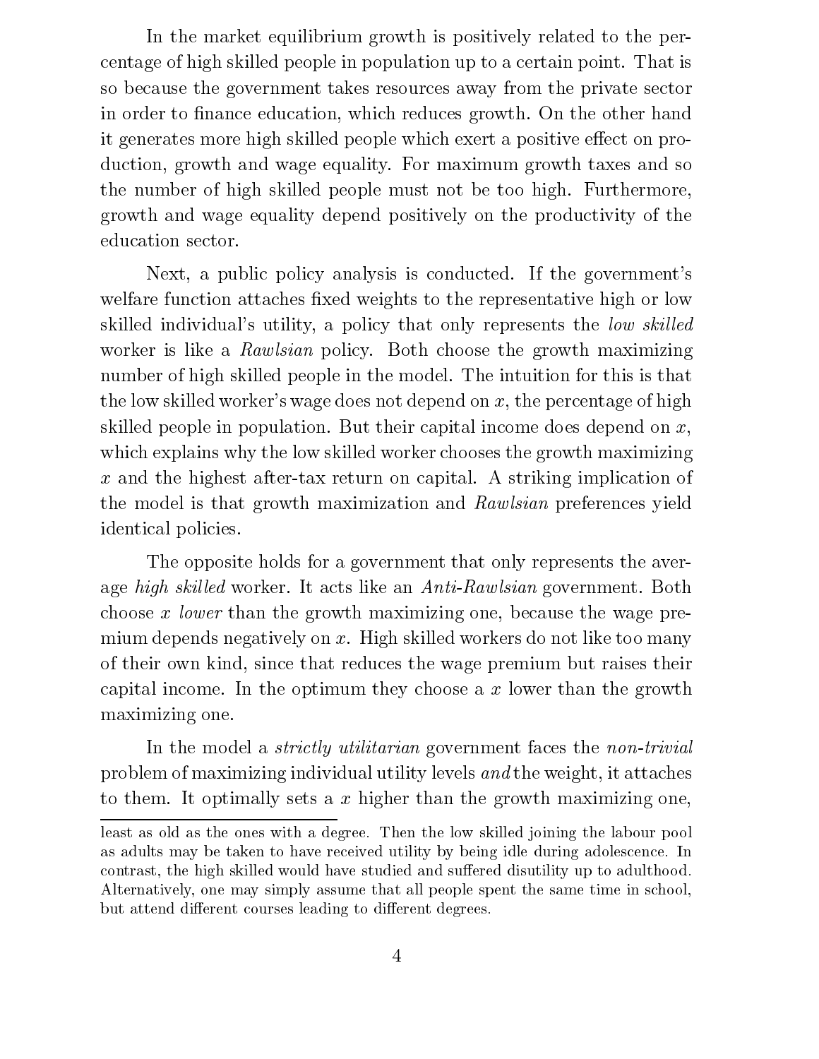In the market equilibrium growth is positively related to the percentage of high skilled people in population up to a certain point. That is so because the government takes resources away from the private sector in order to finance education, which reduces growth. On the other hand it generates more high skilled people which exert a positive effect on production, growth and wage equality. For maximum growth taxes and so the number of high skilled people must not be too high. Furthermore, growth and wage equality depend positively on the productivity of the education sector.

Next, a public policy analysis is conducted. If the government's welfare function attaches fixed weights to the representative high or low skilled individual's utility, a policy that only represents the *low skilled* worker is like a *Rawlsian* policy. Both choose the growth maximizing number of high skilled people in the model. The intuition for this is that the low skilled worker's wage does not depend on $x$, the percentage of high skilled people in population. But their capital income does depend on $x$, which explains why the low skilled worker chooses the growth maximizing $x$ and the highest after-tax return on capital. A striking implication of the model is that growth maximization and *Rawlsian* preferences yield identical policies.

The opposite holds for a government that only represents the average *high skilled* worker. It acts like an *Anti-Rawlsian* government. Both choose $x$ *lower* than the growth maximizing one, because the wage premium depends negatively on $x$. High skilled workers do not like too many of their own kind, since that reduces the wage premium but raises their capital income. In the optimum they choose a $x$ lower than the growth maximizing one.

In the model a *strictly utilitarian* government faces the *non-trivial* problem of maximizing individual utility levels *and* the weight, it attaches to them. It optimally sets a $x$ higher than the growth maximizing one,

---

least as old as the ones with a degree. Then the low skilled joining the labour pool as adults may be taken to have received utility by being idle during adolescence. In contrast, the high skilled would have studied and suffered disutility up to adulthood. Alternatively, one may simply assume that all people spent the same time in school, but attend different courses leading to different degrees.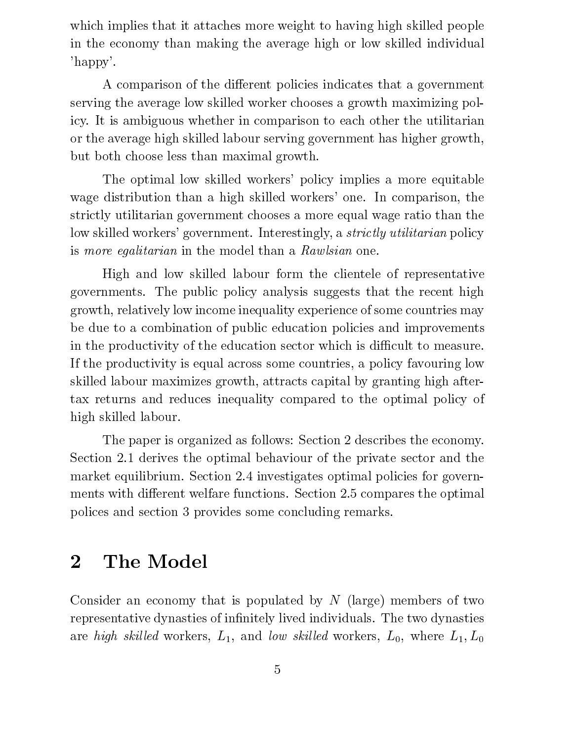which implies that it attaches more weight to having high skilled people in the economy than making the average high or low skilled individual 'happy'.

A comparison of the different policies indicates that a government serving the average low skilled worker chooses a growth maximizing policy. It is ambiguous whether in comparison to each other the utilitarian or the average high skilled labour serving government has higher growth, but both choose less than maximal growth.

The optimal low skilled workers' policy implies a more equitable wage distribution than a high skilled workers' one. In comparison, the strictly utilitarian government chooses a more equal wage ratio than the low skilled workers' government. Interestingly, a *strictly utilitarian* policy is *more egalitarian* in the model than a *Rawlsian* one.

High and low skilled labour form the clientele of representative governments. The public policy analysis suggests that the recent high growth, relatively low income inequality experience of some countries may be due to a combination of public education policies and improvements in the productivity of the education sector which is difficult to measure. If the productivity is equal across some countries, a policy favouring low skilled labour maximizes growth, attracts capital by granting high after-tax returns and reduces inequality compared to the optimal policy of high skilled labour.

The paper is organized as follows: Section 2 describes the economy. Section 2.1 derives the optimal behaviour of the private sector and the market equilibrium. Section 2.4 investigates optimal policies for governments with different welfare functions. Section 2.5 compares the optimal polices and section 3 provides some concluding remarks.

# 2 The Model

Consider an economy that is populated by $N$ (large) members of two representative dynasties of infinitely lived individuals. The two dynasties are *high skilled* workers, $L_1$, and *low skilled* workers, $L_0$, where $L_1, L_0$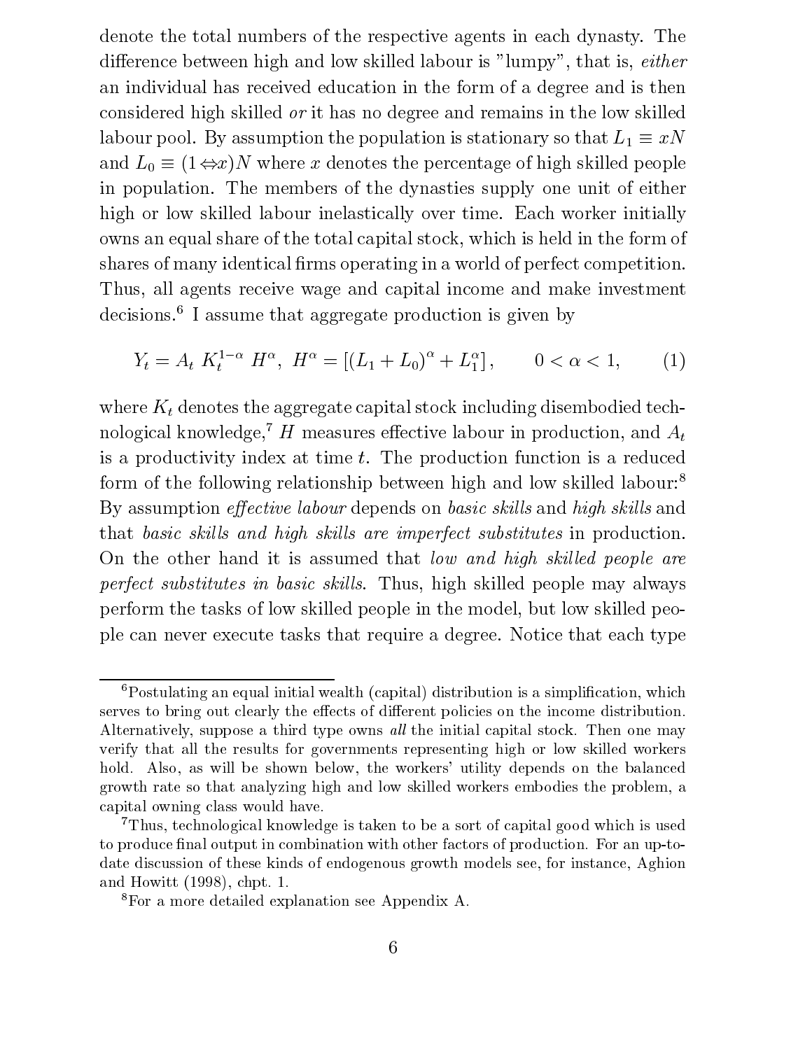denote the total numbers of the respective agents in each dynasty. The difference between high and low skilled labour is "lumpy", that is, *either* an individual has received education in the form of a degree and is then considered high skilled *or* it has no degree and remains in the low skilled labour pool. By assumption the population is stationary so that $L_1 \equiv xN$ and $L_0 \equiv (1-x)N$ where $x$ denotes the percentage of high skilled people in population. The members of the dynasties supply one unit of either high or low skilled labour inelastically over time. Each worker initially owns an equal share of the total capital stock, which is held in the form of shares of many identical firms operating in a world of perfect competition. Thus, all agents receive wage and capital income and make investment decisions.[6] I assume that aggregate production is given by

$$Y_t = A_t \; K_t^{1-\alpha} \; H^{\alpha}, \;\; H^{\alpha} = \left[ (L_1 + L_0)^{\alpha} + L_1^{\alpha} \right], \qquad 0 < \alpha < 1, \tag{1}$$

where $K_t$ denotes the aggregate capital stock including disembodied technological knowledge,[7] $H$ measures effective labour in production, and $A_t$ is a productivity index at time $t$. The production function is a reduced form of the following relationship between high and low skilled labour:[8] By assumption *effective labour* depends on *basic skills* and *high skills* and that *basic skills and high skills are imperfect substitutes* in production. On the other hand it is assumed that *low and high skilled people are perfect substitutes in basic skills*. Thus, high skilled people may always perform the tasks of low skilled people in the model, but low skilled people can never execute tasks that require a degree. Notice that each type

---

[6] Postulating an equal initial wealth (capital) distribution is a simplification, which serves to bring out clearly the effects of different policies on the income distribution. Alternatively, suppose a third type owns *all* the initial capital stock. Then one may verify that all the results for governments representing high or low skilled workers hold. Also, as will be shown below, the workers' utility depends on the balanced growth rate so that analyzing high and low skilled workers embodies the problem, a capital owning class would have.

[7] Thus, technological knowledge is taken to be a sort of capital good which is used to produce final output in combination with other factors of production. For an up-to-date discussion of these kinds of endogenous growth models see, for instance, Aghion and Howitt (1998), chpt. 1.

[8] For a more detailed explanation see Appendix A.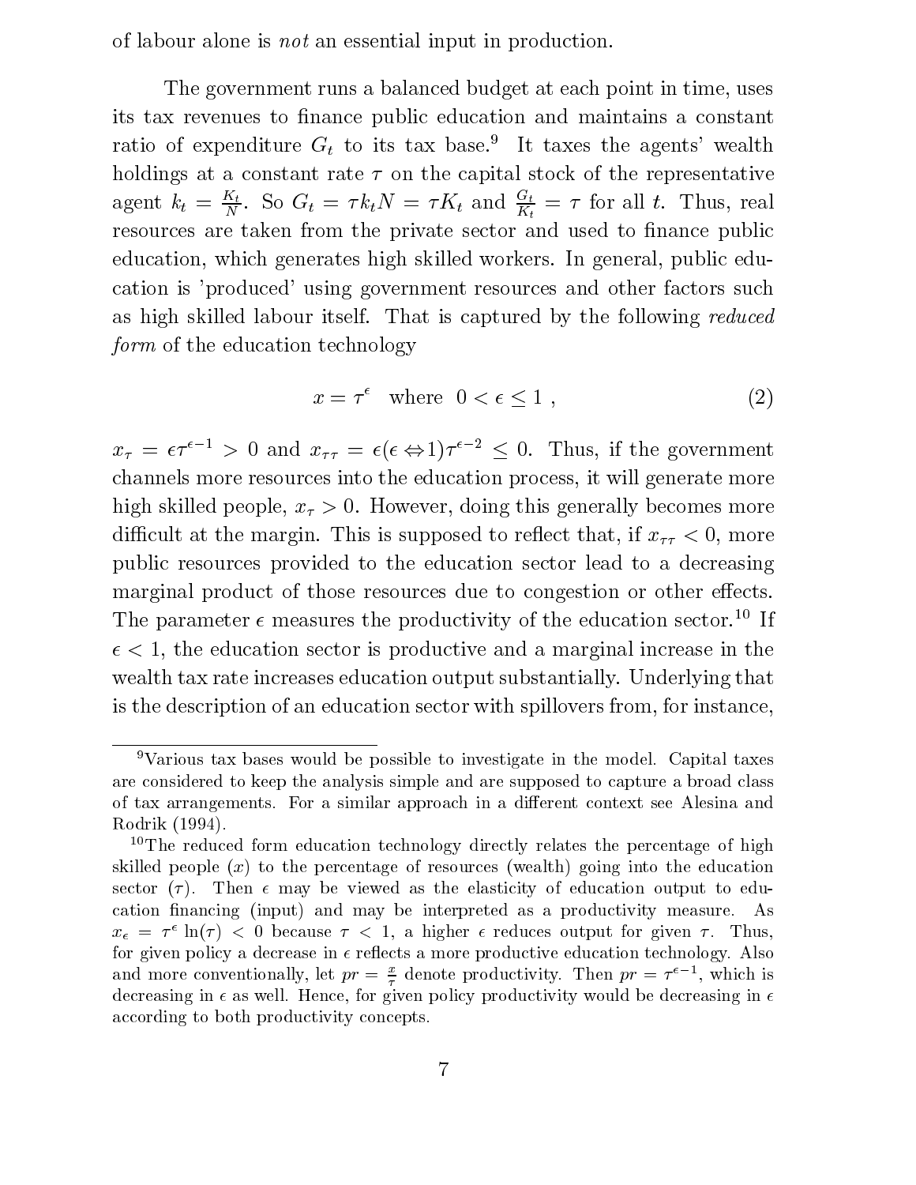of labour alone is *not* an essential input in production.

The government runs a balanced budget at each point in time, uses its tax revenues to finance public education and maintains a constant ratio of expenditure $G_t$ to its tax base.[9] It taxes the agents' wealth holdings at a constant rate $\tau$ on the capital stock of the representative agent $k_t = \frac{K_t}{N}$. So $G_t = \tau k_t N = \tau K_t$ and $\frac{G_t}{K_t} = \tau$ for all $t$. Thus, real resources are taken from the private sector and used to finance public education, which generates high skilled workers. In general, public education is 'produced' using government resources and other factors such as high skilled labour itself. That is captured by the following *reduced form* of the education technology

$$x = \tau^{\epsilon} \quad \text{where} \quad 0 < \epsilon \leq 1 \ , \tag{2}$$

$x_\tau = \epsilon \tau^{\epsilon - 1} > 0$ and $x_{\tau\tau} = \epsilon(\epsilon - 1)\tau^{\epsilon-2} \leq 0$. Thus, if the government channels more resources into the education process, it will generate more high skilled people, $x_\tau > 0$. However, doing this generally becomes more difficult at the margin. This is supposed to reflect that, if $x_{\tau\tau} < 0$, more public resources provided to the education sector lead to a decreasing marginal product of those resources due to congestion or other effects. The parameter $\epsilon$ measures the productivity of the education sector.[10] If $\epsilon < 1$, the education sector is productive and a marginal increase in the wealth tax rate increases education output substantially. Underlying that is the description of an education sector with spillovers from, for instance,

[9]Various tax bases would be possible to investigate in the model. Capital taxes are considered to keep the analysis simple and are supposed to capture a broad class of tax arrangements. For a similar approach in a different context see Alesina and Rodrik (1994).

[10]The reduced form education technology directly relates the percentage of high skilled people ($x$) to the percentage of resources (wealth) going into the education sector ($\tau$). Then $\epsilon$ may be viewed as the elasticity of education output to education financing (input) and may be interpreted as a productivity measure. As $x_\epsilon = \tau^\epsilon \ln(\tau) < 0$ because $\tau < 1$, a higher $\epsilon$ reduces output for given $\tau$. Thus, for given policy a decrease in $\epsilon$ reflects a more productive education technology. Also and more conventionally, let $pr = \frac{x}{\tau}$ denote productivity. Then $pr = \tau^{\epsilon-1}$, which is decreasing in $\epsilon$ as well. Hence, for given policy productivity would be decreasing in $\epsilon$ according to both productivity concepts.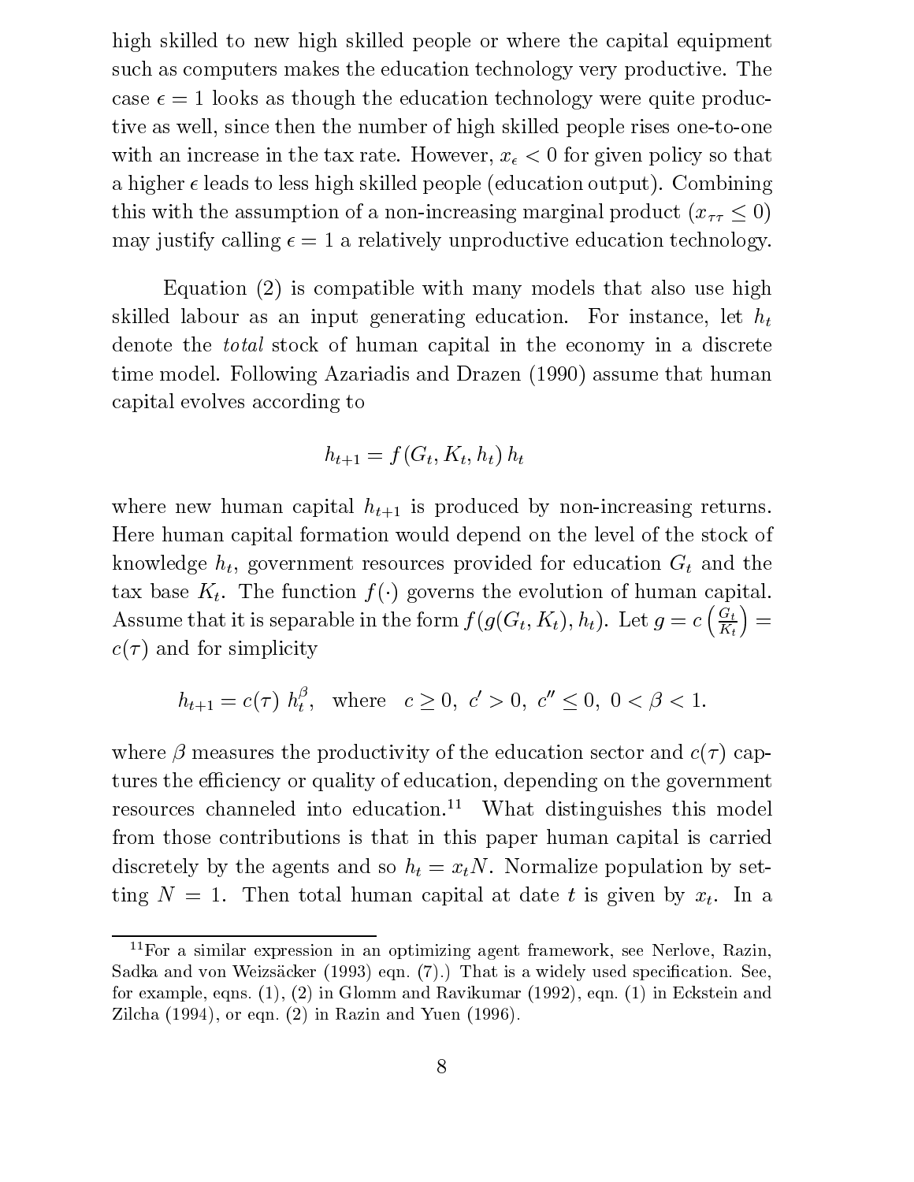high skilled to new high skilled people or where the capital equipment such as computers makes the education technology very productive. The case $\epsilon = 1$ looks as though the education technology were quite productive as well, since then the number of high skilled people rises one-to-one with an increase in the tax rate. However, $x_\epsilon < 0$ for given policy so that a higher $\epsilon$ leads to less high skilled people (education output). Combining this with the assumption of a non-increasing marginal product ($x_{\tau\tau} \leq 0$) may justify calling $\epsilon = 1$ a relatively unproductive education technology.

Equation (2) is compatible with many models that also use high skilled labour as an input generating education. For instance, let $h_t$ denote the *total* stock of human capital in the economy in a discrete time model. Following Azariadis and Drazen (1990) assume that human capital evolves according to

$$h_{t+1} = f(G_t, K_t, h_t)\, h_t$$

where new human capital $h_{t+1}$ is produced by non-increasing returns. Here human capital formation would depend on the level of the stock of knowledge $h_t$, government resources provided for education $G_t$ and the tax base $K_t$. The function $f(\cdot)$ governs the evolution of human capital. Assume that it is separable in the form $f(g(G_t, K_t), h_t)$. Let $g = c\left(\frac{G_t}{K_t}\right) = c(\tau)$ and for simplicity

$$h_{t+1} = c(\tau)\; h_t^{\beta}, \quad \text{where} \quad c \geq 0,\ c' > 0,\ c'' \leq 0,\ 0 < \beta < 1.$$

where $\beta$ measures the productivity of the education sector and $c(\tau)$ captures the efficiency or quality of education, depending on the government resources channeled into education.[11] What distinguishes this model from those contributions is that in this paper human capital is carried discretely by the agents and so $h_t = x_t N$. Normalize population by setting $N = 1$. Then total human capital at date $t$ is given by $x_t$. In a

[11] For a similar expression in an optimizing agent framework, see Nerlove, Razin, Sadka and von Weizsäcker (1993) eqn. (7).) That is a widely used specification. See, for example, eqns. (1), (2) in Glomm and Ravikumar (1992), eqn. (1) in Eckstein and Zilcha (1994), or eqn. (2) in Razin and Yuen (1996).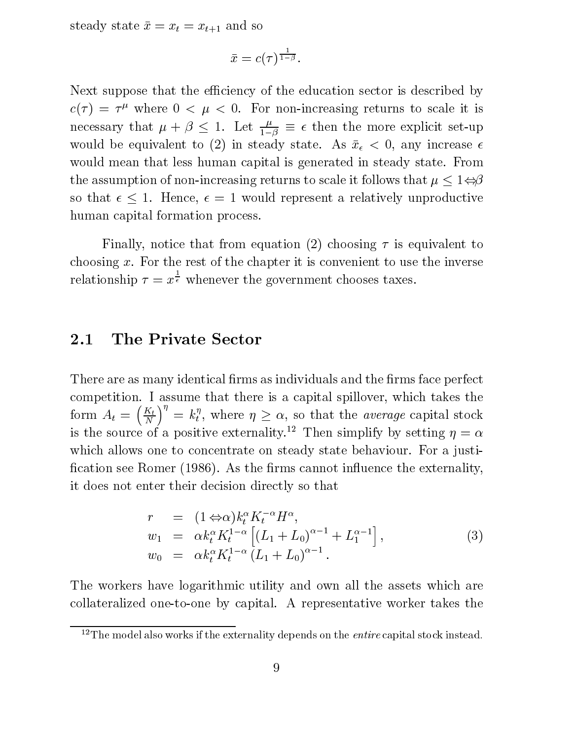steady state $\bar{x} = x_t = x_{t+1}$ and so

$$\bar{x} = c(\tau)^{\frac{1}{1-\beta}}.$$

Next suppose that the efficiency of the education sector is described by $c(\tau) = \tau^{\mu}$ where $0 < \mu < 0$. For non-increasing returns to scale it is necessary that $\mu + \beta \leq 1$. Let $\frac{\mu}{1-\beta} \equiv \epsilon$ then the more explicit set-up would be equivalent to (2) in steady state. As $\bar{x}_{\epsilon} < 0$, any increase $\epsilon$ would mean that less human capital is generated in steady state. From the assumption of non-increasing returns to scale it follows that $\mu \leq 1 - \beta$ so that $\epsilon \leq 1$. Hence, $\epsilon = 1$ would represent a relatively unproductive human capital formation process.

Finally, notice that from equation (2) choosing $\tau$ is equivalent to choosing $x$. For the rest of the chapter it is convenient to use the inverse relationship $\tau = x^{\frac{1}{\epsilon}}$ whenever the government chooses taxes.

## 2.1 The Private Sector

There are as many identical firms as individuals and the firms face perfect competition. I assume that there is a capital spillover, which takes the form $A_t = \left(\frac{K_t}{N}\right)^{\eta} = k_t^{\eta}$, where $\eta \geq \alpha$, so that the *average* capital stock is the source of a positive externality.[12] Then simplify by setting $\eta = \alpha$ which allows one to concentrate on steady state behaviour. For a justification see Romer (1986). As the firms cannot influence the externality, it does not enter their decision directly so that

$$\begin{aligned} r &= (1 - \alpha) k_t^{\alpha} K_t^{-\alpha} H^{\alpha}, \\ w_1 &= \alpha k_t^{\alpha} K_t^{1-\alpha} \left[ (L_1 + L_0)^{\alpha-1} + L_1^{\alpha-1} \right], \\ w_0 &= \alpha k_t^{\alpha} K_t^{1-\alpha} (L_1 + L_0)^{\alpha-1}. \end{aligned} \tag{3}$$

The workers have logarithmic utility and own all the assets which are collateralized one-to-one by capital. A representative worker takes the

[12] The model also works if the externality depends on the *entire* capital stock instead.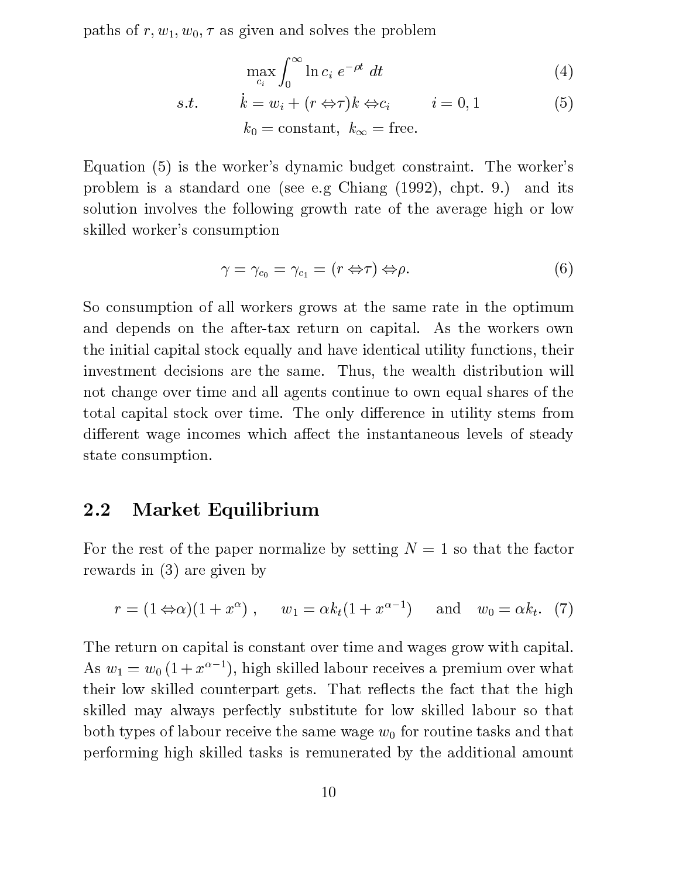paths of $r, w_1, w_0, \tau$ as given and solves the problem

$$\max_{c_i} \int_0^\infty \ln c_i \; e^{-\rho t} \; dt \tag{4}$$

$$s.t. \qquad \dot{k} = w_i + (r - \tau)k - c_i \qquad i = 0, 1 \tag{5}$$

$$k_0 = \text{constant}, \;\; k_\infty = \text{free}.$$

Equation (5) is the worker's dynamic budget constraint. The worker's problem is a standard one (see e.g Chiang (1992), chpt. 9.) and its solution involves the following growth rate of the average high or low skilled worker's consumption

$$\gamma = \gamma_{c_0} = \gamma_{c_1} = (r - \tau) - \rho. \tag{6}$$

So consumption of all workers grows at the same rate in the optimum and depends on the after-tax return on capital. As the workers own the initial capital stock equally and have identical utility functions, their investment decisions are the same. Thus, the wealth distribution will not change over time and all agents continue to own equal shares of the total capital stock over time. The only difference in utility stems from different wage incomes which affect the instantaneous levels of steady state consumption.

## 2.2 Market Equilibrium

For the rest of the paper normalize by setting $N = 1$ so that the factor rewards in (3) are given by

$$r = (1 - \alpha)(1 + x^\alpha) \;, \qquad w_1 = \alpha k_t (1 + x^{\alpha - 1}) \qquad \text{and} \qquad w_0 = \alpha k_t. \tag{7}$$

The return on capital is constant over time and wages grow with capital. As $w_1 = w_0\,(1 + x^{\alpha-1})$, high skilled labour receives a premium over what their low skilled counterpart gets. That reflects the fact that the high skilled may always perfectly substitute for low skilled labour so that both types of labour receive the same wage $w_0$ for routine tasks and that performing high skilled tasks is remunerated by the additional amount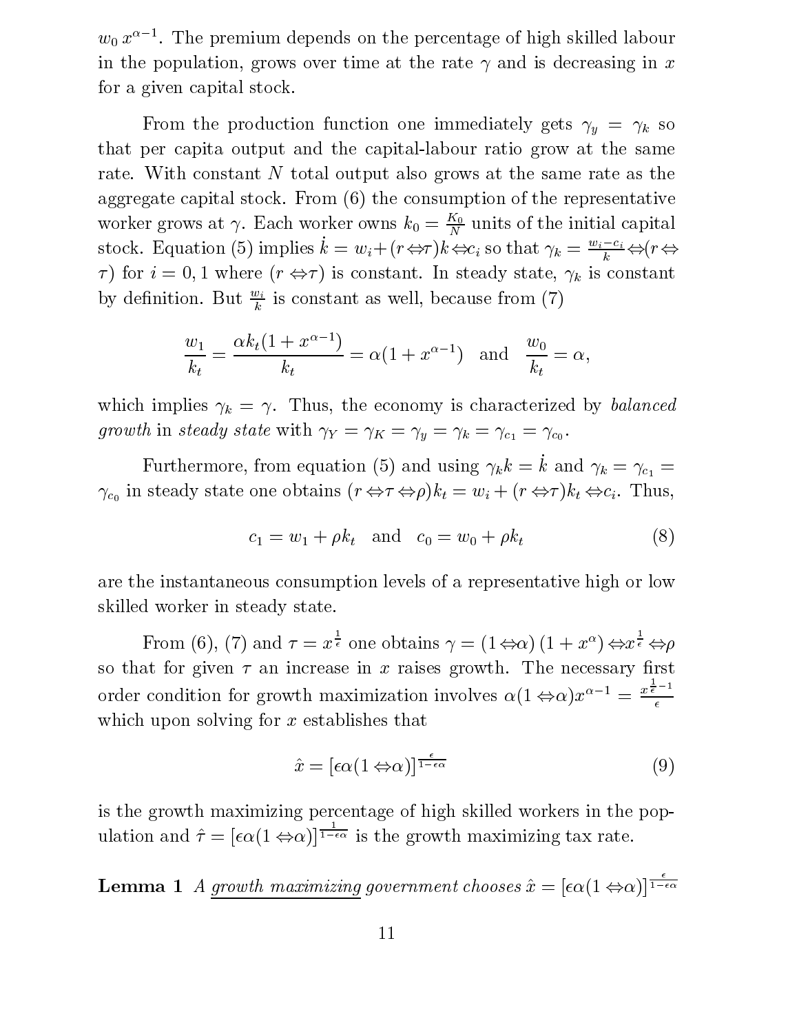$w_0\, x^{\alpha-1}$. The premium depends on the percentage of high skilled labour in the population, grows over time at the rate $\gamma$ and is decreasing in $x$ for a given capital stock.

From the production function one immediately gets $\gamma_y = \gamma_k$ so that per capita output and the capital-labour ratio grow at the same rate. With constant $N$ total output also grows at the same rate as the aggregate capital stock. From (6) the consumption of the representative worker grows at $\gamma$. Each worker owns $k_0 = \frac{K_0}{N}$ units of the initial capital stock. Equation (5) implies $\dot{k} = w_i + (r - \tau)k - c_i$ so that $\gamma_k = \frac{w_i - c_i}{k} - (r - \tau)$ for $i = 0, 1$ where $(r - \tau)$ is constant. In steady state, $\gamma_k$ is constant by definition. But $\frac{w_i}{k}$ is constant as well, because from (7)

$$\frac{w_1}{k_t} = \frac{\alpha k_t (1 + x^{\alpha-1})}{k_t} = \alpha(1 + x^{\alpha-1}) \quad \text{and} \quad \frac{w_0}{k_t} = \alpha,$$

which implies $\gamma_k = \gamma$. Thus, the economy is characterized by *balanced growth* in *steady state* with $\gamma_Y = \gamma_K = \gamma_y = \gamma_k = \gamma_{c_1} = \gamma_{c_0}$.

Furthermore, from equation (5) and using $\gamma_k k = \dot{k}$ and $\gamma_k = \gamma_{c_1} = \gamma_{c_0}$ in steady state one obtains $(r - \tau - \rho)k_t = w_i + (r - \tau)k_t - c_i$. Thus,

$$c_1 = w_1 + \rho k_t \quad \text{and} \quad c_0 = w_0 + \rho k_t \tag{8}$$

are the instantaneous consumption levels of a representative high or low skilled worker in steady state.

From (6), (7) and $\tau = x^{\frac{1}{\epsilon}}$ one obtains $\gamma = (1 - \alpha)(1 + x^{\alpha}) - x^{\frac{1}{\epsilon}} - \rho$ so that for given $\tau$ an increase in $x$ raises growth. The necessary first order condition for growth maximization involves $\alpha(1 - \alpha)x^{\alpha-1} = \frac{x^{\frac{1}{\epsilon}-1}}{\epsilon}$ which upon solving for $x$ establishes that

$$\hat{x} = [\epsilon\alpha(1 - \alpha)]^{\frac{\epsilon}{1-\epsilon\alpha}} \tag{9}$$

is the growth maximizing percentage of high skilled workers in the population and $\hat{\tau} = [\epsilon\alpha(1 - \alpha)]^{\frac{1}{1-\epsilon\alpha}}$ is the growth maximizing tax rate.

**Lemma 1** *A* <u>*growth maximizing*</u> *government chooses* $\hat{x} = [\epsilon\alpha(1 - \alpha)]^{\frac{\epsilon}{1-\epsilon\alpha}}$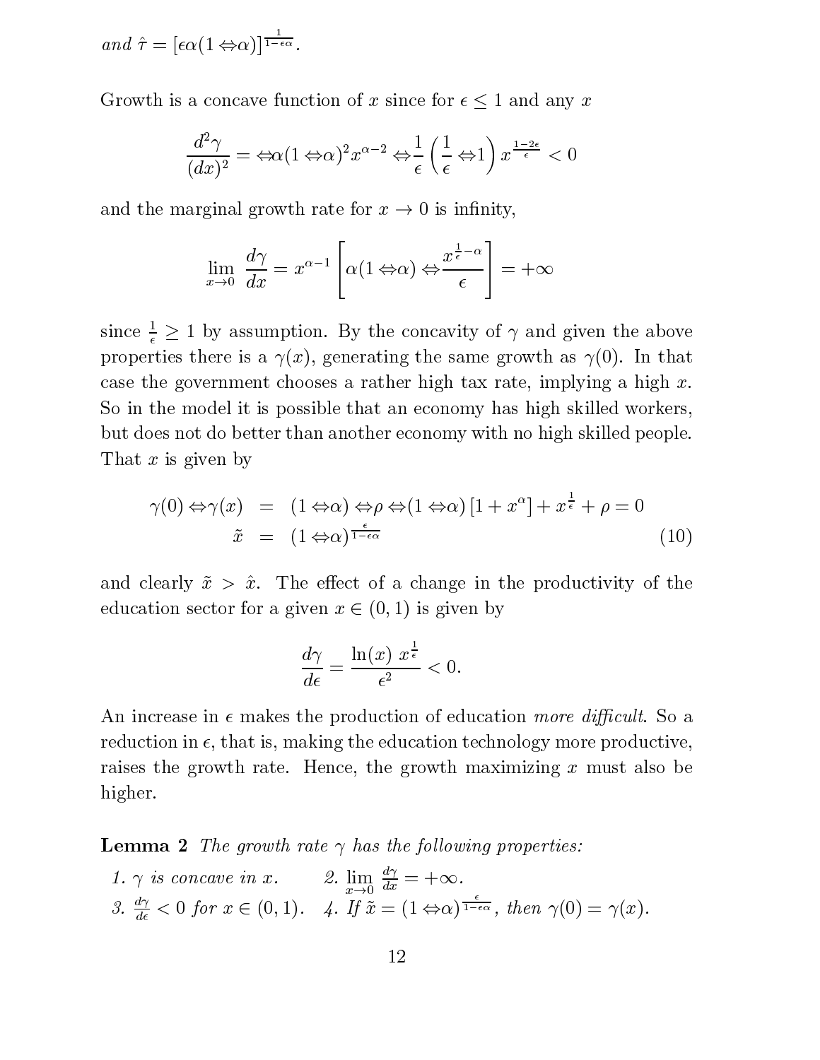and $\hat{\tau} = [\epsilon\alpha(1 - \alpha)]^{\frac{1}{1-\epsilon\alpha}}$.

Growth is a concave function of $x$ since for $\epsilon \leq 1$ and any $x$

$$\frac{d^2\gamma}{(dx)^2} = -\alpha(1 - \alpha)^2 x^{\alpha-2} - \frac{1}{\epsilon}\left(\frac{1}{\epsilon} - 1\right) x^{\frac{1-2\epsilon}{\epsilon}} < 0$$

and the marginal growth rate for $x \to 0$ is infinity,

$$\lim_{x \to 0} \frac{d\gamma}{dx} = x^{\alpha-1}\left[\alpha(1 - \alpha) - \frac{x^{\frac{1}{\epsilon}-\alpha}}{\epsilon}\right] = +\infty$$

since $\frac{1}{\epsilon} \geq 1$ by assumption. By the concavity of $\gamma$ and given the above properties there is a $\gamma(x)$, generating the same growth as $\gamma(0)$. In that case the government chooses a rather high tax rate, implying a high $x$. So in the model it is possible that an economy has high skilled workers, but does not do better than another economy with no high skilled people. That $x$ is given by

$$\begin{aligned} \gamma(0) - \gamma(x) &= (1 - \alpha) - \rho - (1 - \alpha)\left[1 + x^{\alpha}\right] + x^{\frac{1}{\epsilon}} + \rho = 0 \\ \tilde{x} &= (1 - \alpha)^{\frac{\epsilon}{1-\epsilon\alpha}} \end{aligned} \tag{10}$$

and clearly $\tilde{x} > \hat{x}$. The effect of a change in the productivity of the education sector for a given $x \in (0, 1)$ is given by

$$\frac{d\gamma}{d\epsilon} = \frac{\ln(x)\ x^{\frac{1}{\epsilon}}}{\epsilon^2} < 0.$$

An increase in $\epsilon$ makes the production of education *more difficult*. So a reduction in $\epsilon$, that is, making the education technology more productive, raises the growth rate. Hence, the growth maximizing $x$ must also be higher.

**Lemma 2** *The growth rate $\gamma$ has the following properties:*

*1. $\gamma$ is concave in $x$.* *2. $\lim_{x \to 0} \frac{d\gamma}{dx} = +\infty$.*
*3. $\frac{d\gamma}{d\epsilon} < 0$ for $x \in (0, 1)$.* *4. If $\tilde{x} = (1 - \alpha)^{\frac{\epsilon}{1-\epsilon\alpha}}$, then $\gamma(0) = \gamma(x)$.*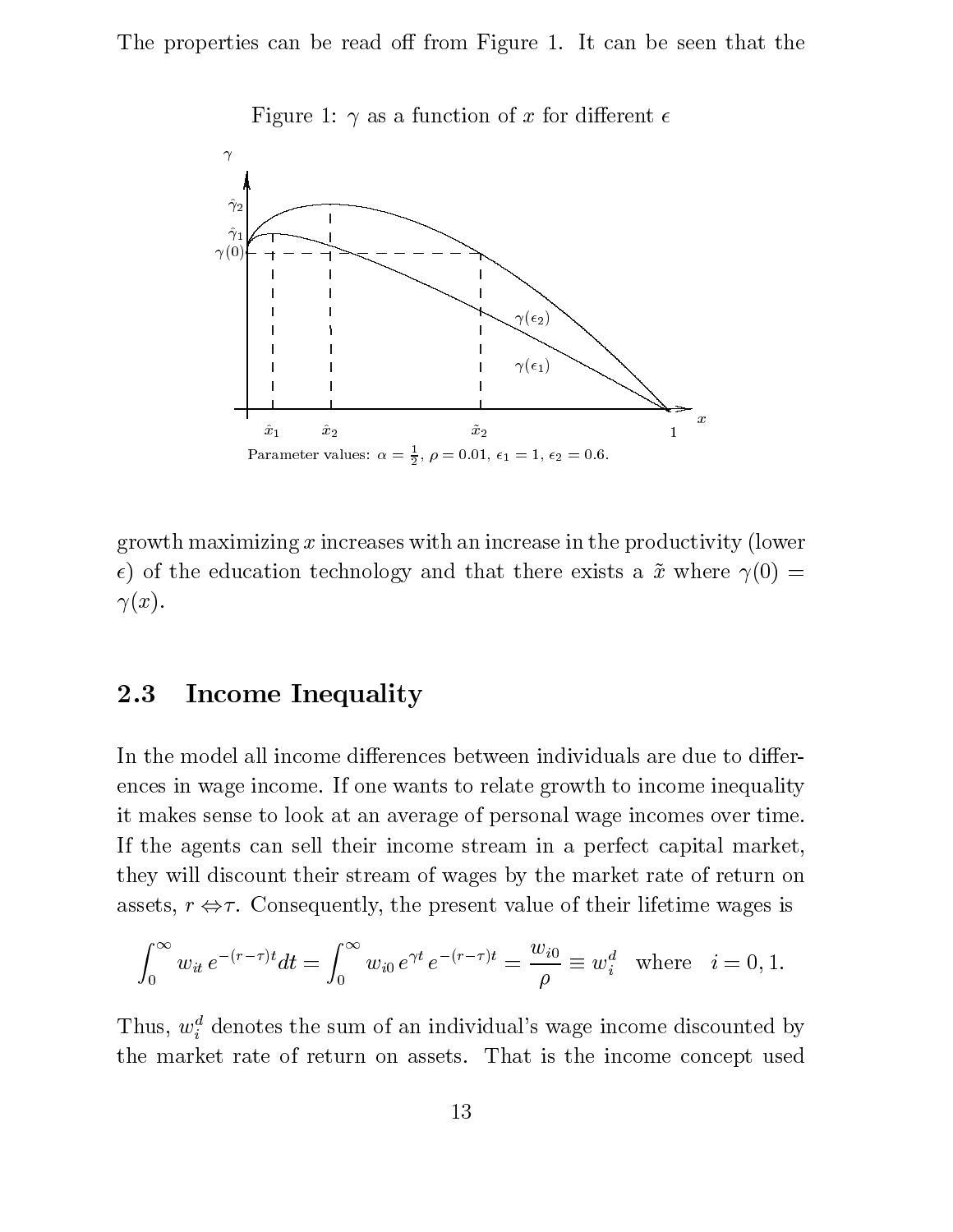The properties can be read off from Figure 1. It can be seen that the

Figure 1: $\gamma$ as a function of $x$ for different $\epsilon$

Parameter values: $\alpha = \frac{1}{2}$, $\rho = 0.01$, $\epsilon_1 = 1$, $\epsilon_2 = 0.6$.

growth maximizing $x$ increases with an increase in the productivity (lower $\epsilon$) of the education technology and that there exists a $\tilde{x}$ where $\gamma(0) = \gamma(x)$.

## 2.3 Income Inequality

In the model all income differences between individuals are due to differences in wage income. If one wants to relate growth to income inequality it makes sense to look at an average of personal wage incomes over time. If the agents can sell their income stream in a perfect capital market, they will discount their stream of wages by the market rate of return on assets, $r - \tau$. Consequently, the present value of their lifetime wages is

$$\int_0^\infty w_{it}\, e^{-(r-\tau)t} dt = \int_0^\infty w_{i0}\, e^{\gamma t}\, e^{-(r-\tau)t} = \frac{w_{i0}}{\rho} \equiv w_i^d \quad \text{where} \quad i = 0, 1.$$

Thus, $w_i^d$ denotes the sum of an individual's wage income discounted by the market rate of return on assets. That is the income concept used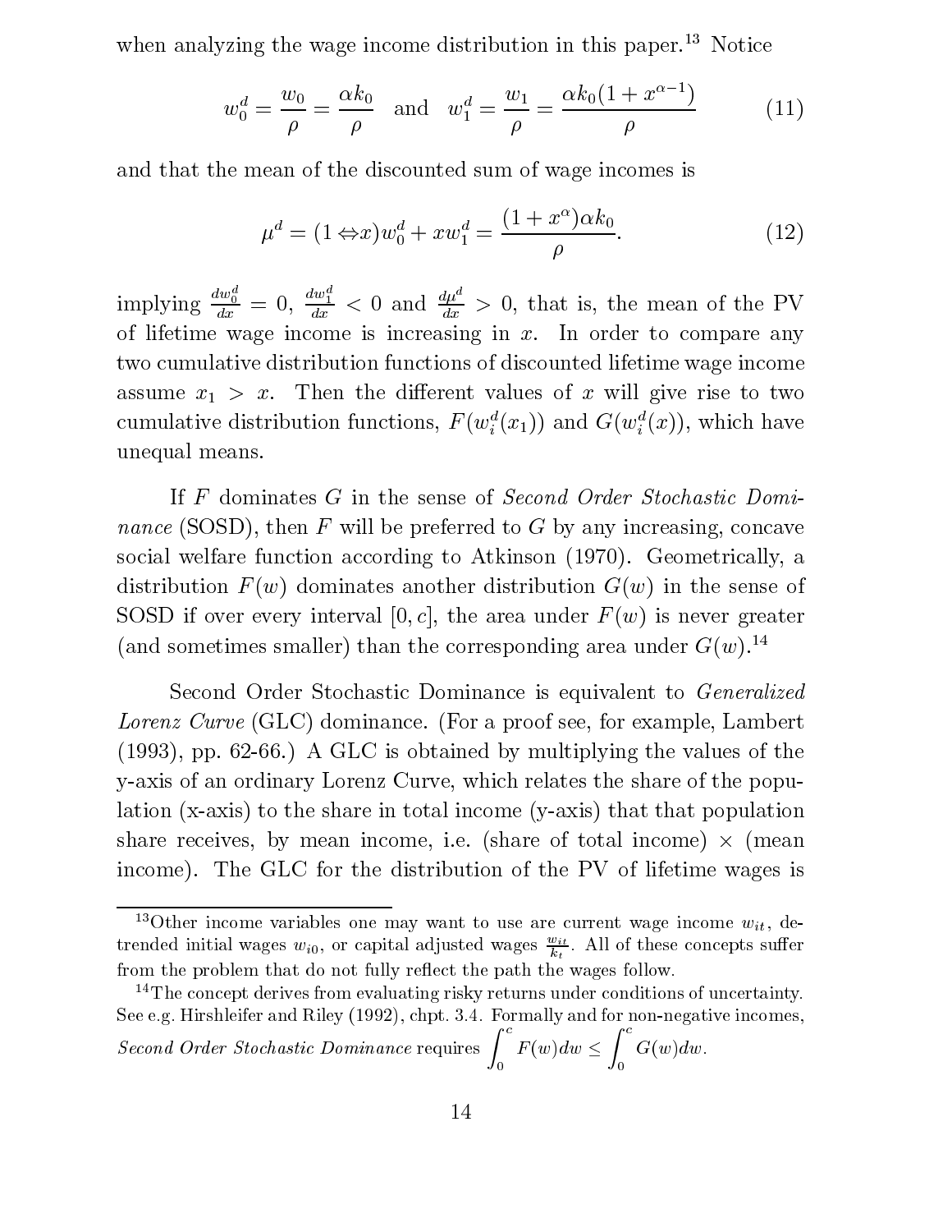when analyzing the wage income distribution in this paper.[13] Notice

$$w_0^d = \frac{w_0}{\rho} = \frac{\alpha k_0}{\rho} \quad \text{and} \quad w_1^d = \frac{w_1}{\rho} = \frac{\alpha k_0 (1 + x^{\alpha - 1})}{\rho} \tag{11}$$

and that the mean of the discounted sum of wage incomes is

$$\mu^d = (1 - x) w_0^d + x w_1^d = \frac{(1 + x^{\alpha}) \alpha k_0}{\rho}. \tag{12}$$

implying $\frac{dw_0^d}{dx} = 0$, $\frac{dw_1^d}{dx} < 0$ and $\frac{d\mu^d}{dx} > 0$, that is, the mean of the PV of lifetime wage income is increasing in $x$. In order to compare any two cumulative distribution functions of discounted lifetime wage income assume $x_1 > x$. Then the different values of $x$ will give rise to two cumulative distribution functions, $F(w_i^d(x_1))$ and $G(w_i^d(x))$, which have unequal means.

If $F$ dominates $G$ in the sense of *Second Order Stochastic Dominance* (SOSD), then $F$ will be preferred to $G$ by any increasing, concave social welfare function according to Atkinson (1970). Geometrically, a distribution $F(w)$ dominates another distribution $G(w)$ in the sense of SOSD if over every interval $[0, c]$, the area under $F(w)$ is never greater (and sometimes smaller) than the corresponding area under $G(w)$.[14]

Second Order Stochastic Dominance is equivalent to *Generalized Lorenz Curve* (GLC) dominance. (For a proof see, for example, Lambert (1993), pp. 62-66.) A GLC is obtained by multiplying the values of the y-axis of an ordinary Lorenz Curve, which relates the share of the population (x-axis) to the share in total income (y-axis) that that population share receives, by mean income, i.e. (share of total income) × (mean income). The GLC for the distribution of the PV of lifetime wages is

---

[13] Other income variables one may want to use are current wage income $w_{it}$, detrended initial wages $w_{i0}$, or capital adjusted wages $\frac{w_{it}}{k_t}$. All of these concepts suffer from the problem that do not fully reflect the path the wages follow.

[14] The concept derives from evaluating risky returns under conditions of uncertainty. See e.g. Hirshleifer and Riley (1992), chpt. 3.4. Formally and for non-negative incomes, *Second Order Stochastic Dominance* requires $\int_0^c F(w)dw \leq \int_0^c G(w)dw$.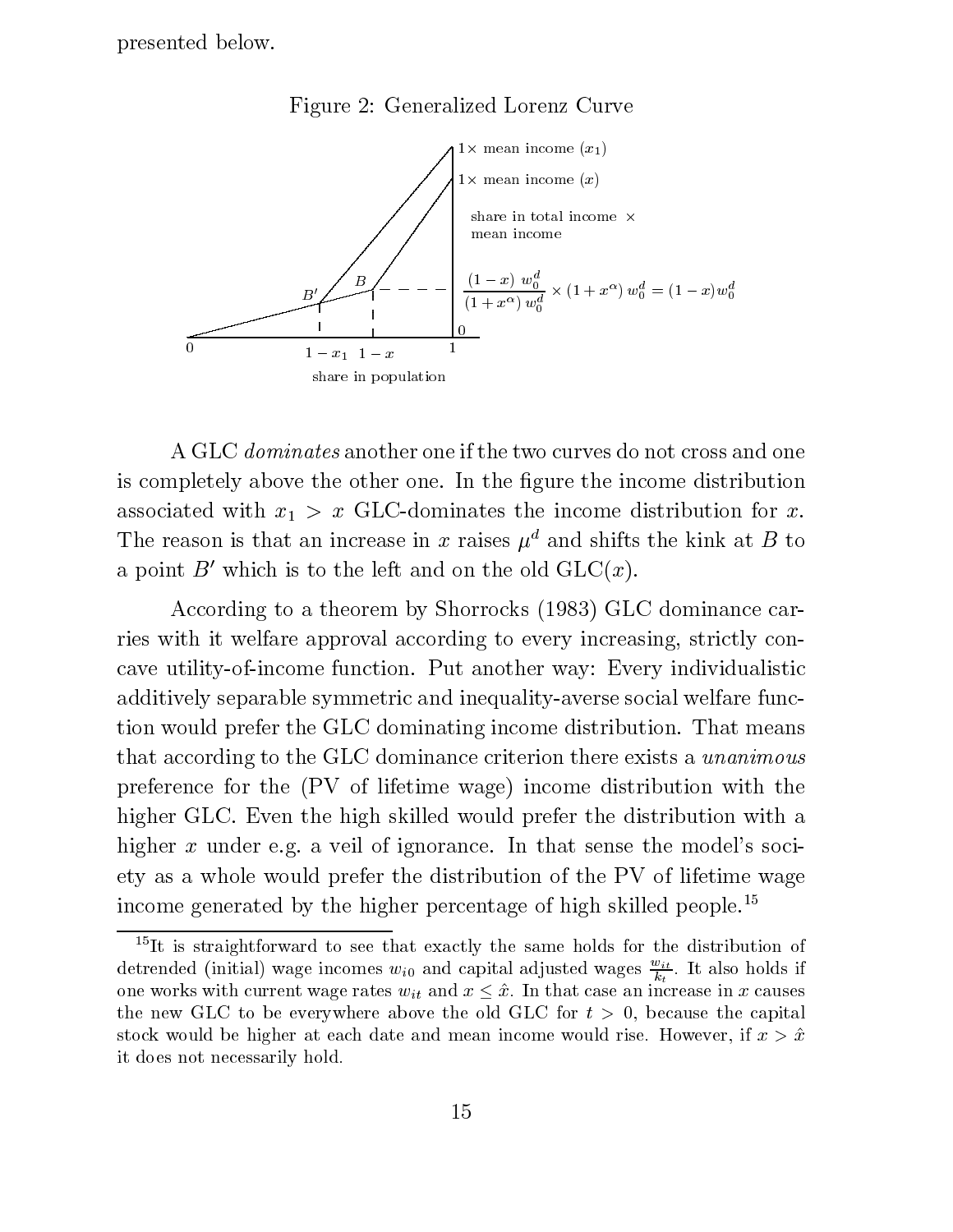presented below.

Figure 2: Generalized Lorenz Curve

A GLC *dominates* another one if the two curves do not cross and one is completely above the other one. In the figure the income distribution associated with $x_1 > x$ GLC-dominates the income distribution for $x$. The reason is that an increase in $x$ raises $\mu^d$ and shifts the kink at $B$ to a point $B'$ which is to the left and on the old GLC($x$).

According to a theorem by Shorrocks (1983) GLC dominance carries with it welfare approval according to every increasing, strictly concave utility-of-income function. Put another way: Every individualistic additively separable symmetric and inequality-averse social welfare function would prefer the GLC dominating income distribution. That means that according to the GLC dominance criterion there exists a *unanimous* preference for the (PV of lifetime wage) income distribution with the higher GLC. Even the high skilled would prefer the distribution with a higher $x$ under e.g. a veil of ignorance. In that sense the model's society as a whole would prefer the distribution of the PV of lifetime wage income generated by the higher percentage of high skilled people.[15]

[15] It is straightforward to see that exactly the same holds for the distribution of detrended (initial) wage incomes $w_{i0}$ and capital adjusted wages $\frac{w_{it}}{k_t}$. It also holds if one works with current wage rates $w_{it}$ and $x \leq \hat{x}$. In that case an increase in $x$ causes the new GLC to be everywhere above the old GLC for $t > 0$, because the capital stock would be higher at each date and mean income would rise. However, if $x > \hat{x}$ it does not necessarily hold.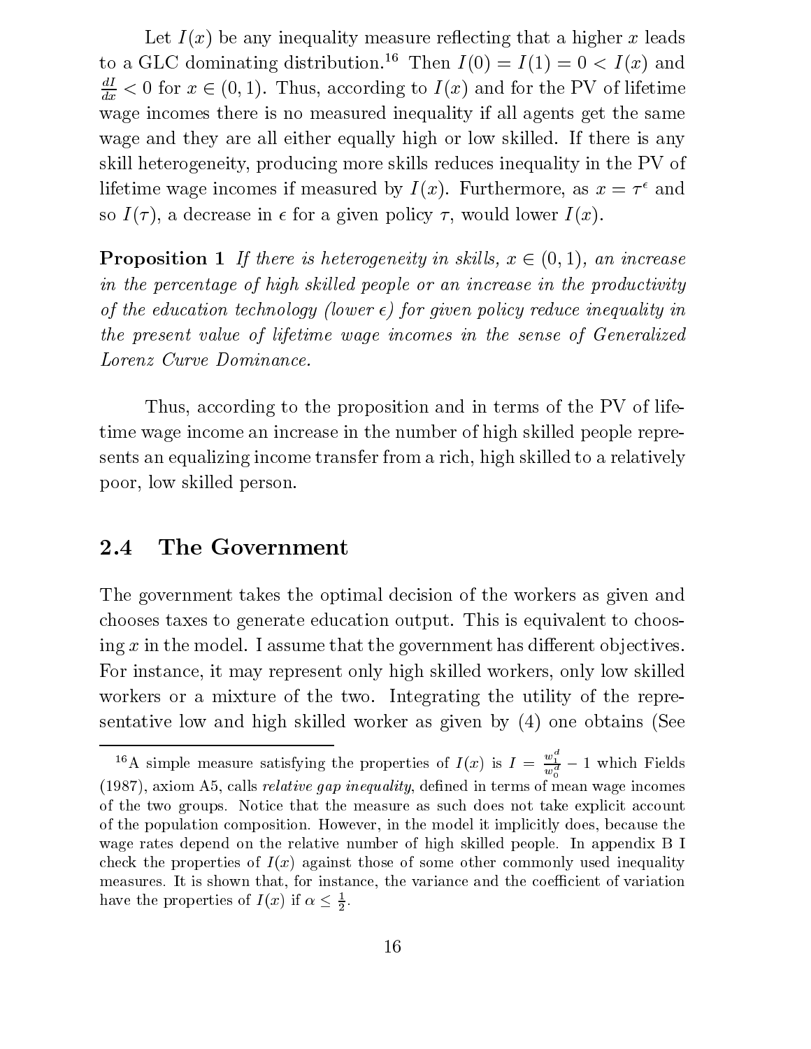Let $I(x)$ be any inequality measure reflecting that a higher $x$ leads to a GLC dominating distribution.[16] Then $I(0) = I(1) = 0 < I(x)$ and $\frac{dI}{dx} < 0$ for $x \in (0, 1)$. Thus, according to $I(x)$ and for the PV of lifetime wage incomes there is no measured inequality if all agents get the same wage and they are all either equally high or low skilled. If there is any skill heterogeneity, producing more skills reduces inequality in the PV of lifetime wage incomes if measured by $I(x)$. Furthermore, as $x = \tau^{\epsilon}$ and so $I(\tau)$, a decrease in $\epsilon$ for a given policy $\tau$, would lower $I(x)$.

**Proposition 1** *If there is heterogeneity in skills, $x \in (0, 1)$, an increase in the percentage of high skilled people or an increase in the productivity of the education technology (lower $\epsilon$) for given policy reduce inequality in the present value of lifetime wage incomes in the sense of Generalized Lorenz Curve Dominance.*

Thus, according to the proposition and in terms of the PV of lifetime wage income an increase in the number of high skilled people represents an equalizing income transfer from a rich, high skilled to a relatively poor, low skilled person.

## 2.4 The Government

The government takes the optimal decision of the workers as given and chooses taxes to generate education output. This is equivalent to choosing $x$ in the model. I assume that the government has different objectives. For instance, it may represent only high skilled workers, only low skilled workers or a mixture of the two. Integrating the utility of the representative low and high skilled worker as given by (4) one obtains (See

[16] A simple measure satisfying the properties of $I(x)$ is $I = \frac{w_1^d}{w_0^d} - 1$ which Fields (1987), axiom A5, calls *relative gap inequality*, defined in terms of mean wage incomes of the two groups. Notice that the measure as such does not take explicit account of the population composition. However, in the model it implicitly does, because the wage rates depend on the relative number of high skilled people. In appendix B I check the properties of $I(x)$ against those of some other commonly used inequality measures. It is shown that, for instance, the variance and the coefficient of variation have the properties of $I(x)$ if $\alpha \leq \frac{1}{2}$.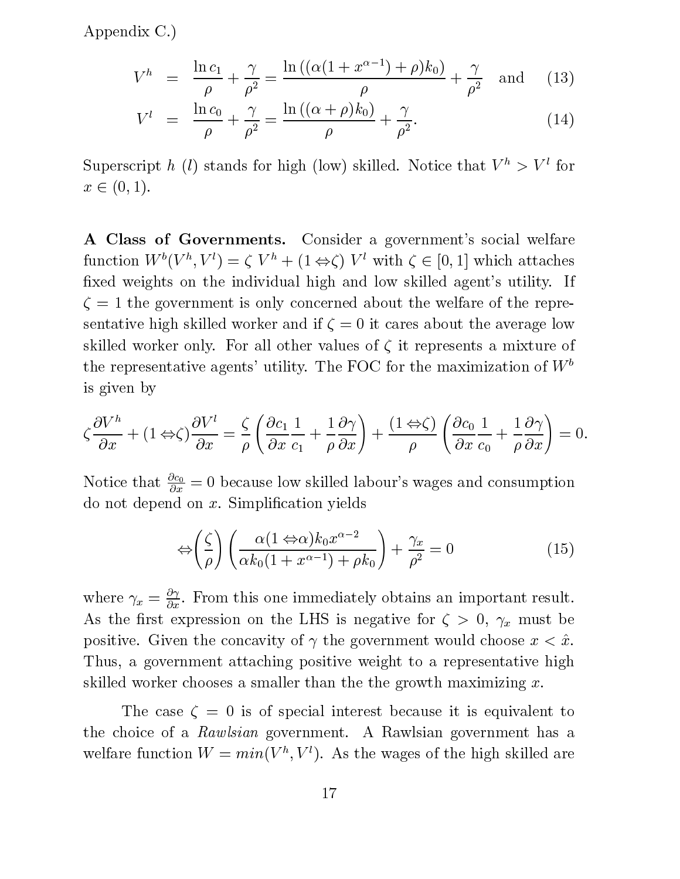Appendix C.)

$$
\begin{aligned}
V^h &= \frac{\ln c_1}{\rho} + \frac{\gamma}{\rho^2} = \frac{\ln\left((\alpha(1 + x^{\alpha-1}) + \rho)k_0\right)}{\rho} + \frac{\gamma}{\rho^2} \quad \text{and} \qquad (13) \\
V^l &= \frac{\ln c_0}{\rho} + \frac{\gamma}{\rho^2} = \frac{\ln\left((\alpha + \rho)k_0\right)}{\rho} + \frac{\gamma}{\rho^2}. \qquad (14)
\end{aligned}
$$

Superscript $h$ ($l$) stands for high (low) skilled. Notice that $V^h > V^l$ for $x \in (0, 1)$.

**A Class of Governments.** Consider a government's social welfare function $W^b(V^h, V^l) = \zeta \ V^h + (1 - \zeta) \ V^l$ with $\zeta \in [0, 1]$ which attaches fixed weights on the individual high and low skilled agent's utility. If $\zeta = 1$ the government is only concerned about the welfare of the representative high skilled worker and if $\zeta = 0$ it cares about the average low skilled worker only. For all other values of $\zeta$ it represents a mixture of the representative agents' utility. The FOC for the maximization of $W^b$ is given by

$$
\zeta \frac{\partial V^h}{\partial x} + (1 - \zeta)\frac{\partial V^l}{\partial x} = \frac{\zeta}{\rho}\left(\frac{\partial c_1}{\partial x}\frac{1}{c_1} + \frac{1}{\rho}\frac{\partial \gamma}{\partial x}\right) + \frac{(1 - \zeta)}{\rho}\left(\frac{\partial c_0}{\partial x}\frac{1}{c_0} + \frac{1}{\rho}\frac{\partial \gamma}{\partial x}\right) = 0.
$$

Notice that $\frac{\partial c_0}{\partial x} = 0$ because low skilled labour's wages and consumption do not depend on $x$. Simplification yields

$$
-\left(\frac{\zeta}{\rho}\right)\left(\frac{\alpha(1 - \alpha)k_0 x^{\alpha-2}}{\alpha k_0(1 + x^{\alpha-1}) + \rho k_0}\right) + \frac{\gamma_x}{\rho^2} = 0 \qquad (15)
$$

where $\gamma_x = \frac{\partial \gamma}{\partial x}$. From this one immediately obtains an important result. As the first expression on the LHS is negative for $\zeta > 0$, $\gamma_x$ must be positive. Given the concavity of $\gamma$ the government would choose $x < \hat{x}$. Thus, a government attaching positive weight to a representative high skilled worker chooses a smaller than the the growth maximizing $x$.

The case $\zeta = 0$ is of special interest because it is equivalent to the choice of a *Rawlsian* government. A Rawlsian government has a welfare function $W = min(V^h, V^l)$. As the wages of the high skilled are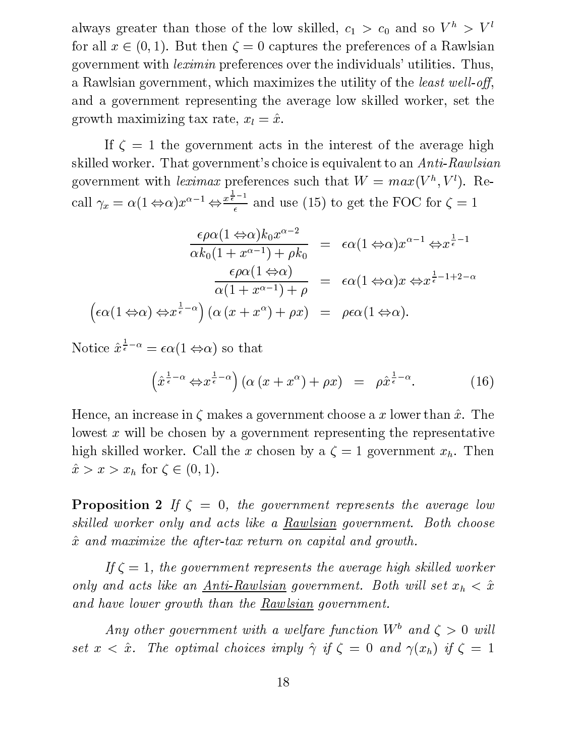always greater than those of the low skilled, $c_1 > c_0$ and so $V^h > V^l$ for all $x \in (0,1)$. But then $\zeta = 0$ captures the preferences of a Rawlsian government with *leximin* preferences over the individuals' utilities. Thus, a Rawlsian government, which maximizes the utility of the *least well-off*, and a government representing the average low skilled worker, set the growth maximizing tax rate, $x_l = \hat{x}$.

If $\zeta = 1$ the government acts in the interest of the average high skilled worker. That government's choice is equivalent to an *Anti-Rawlsian* government with *leximax* preferences such that $W = max(V^h, V^l)$. Recall $\gamma_x = \alpha(1-\alpha)x^{\alpha-1} - \frac{x^{\frac{1}{\epsilon}-1}}{\epsilon}$ and use (15) to get the FOC for $\zeta = 1$

$$
\begin{aligned}
\frac{\epsilon\rho\alpha(1-\alpha)k_0 x^{\alpha-2}}{\alpha k_0(1+x^{\alpha-1})+\rho k_0} &= \epsilon\alpha(1-\alpha)x^{\alpha-1} - x^{\frac{1}{\epsilon}-1} \\
\frac{\epsilon\rho\alpha(1-\alpha)}{\alpha(1+x^{\alpha-1})+\rho} &= \epsilon\alpha(1-\alpha)x - x^{\frac{1}{\epsilon}-1+2-\alpha} \\
\left(\epsilon\alpha(1-\alpha) - x^{\frac{1}{\epsilon}-\alpha}\right)\left(\alpha\left(x+x^{\alpha}\right)+\rho x\right) &= \rho\epsilon\alpha(1-\alpha).
\end{aligned}
$$

Notice $\hat{x}^{\frac{1}{\epsilon}-\alpha} = \epsilon\alpha(1-\alpha)$ so that

$$
\left(\hat{x}^{\frac{1}{\epsilon}-\alpha} - x^{\frac{1}{\epsilon}-\alpha}\right)\left(\alpha\left(x+x^{\alpha}\right)+\rho x\right) = \rho\hat{x}^{\frac{1}{\epsilon}-\alpha}. \tag{16}
$$

Hence, an increase in $\zeta$ makes a government choose a $x$ lower than $\hat{x}$. The lowest $x$ will be chosen by a government representing the representative high skilled worker. Call the $x$ chosen by a $\zeta = 1$ government $x_h$. Then $\hat{x} > x > x_h$ for $\zeta \in (0,1)$.

**Proposition 2** *If $\zeta = 0$, the government represents the average low skilled worker only and acts like a* <u>*Rawlsian*</u> *government. Both choose $\hat{x}$ and maximize the after-tax return on capital and growth.*

*If $\zeta = 1$, the government represents the average high skilled worker only and acts like an* <u>*Anti-Rawlsian*</u> *government. Both will set $x_h < \hat{x}$ and have lower growth than the* <u>*Rawlsian*</u> *government.*

*Any other government with a welfare function $W^b$ and $\zeta > 0$ will set $x < \hat{x}$. The optimal choices imply $\hat{\gamma}$ if $\zeta = 0$ and $\gamma(x_h)$ if $\zeta = 1$*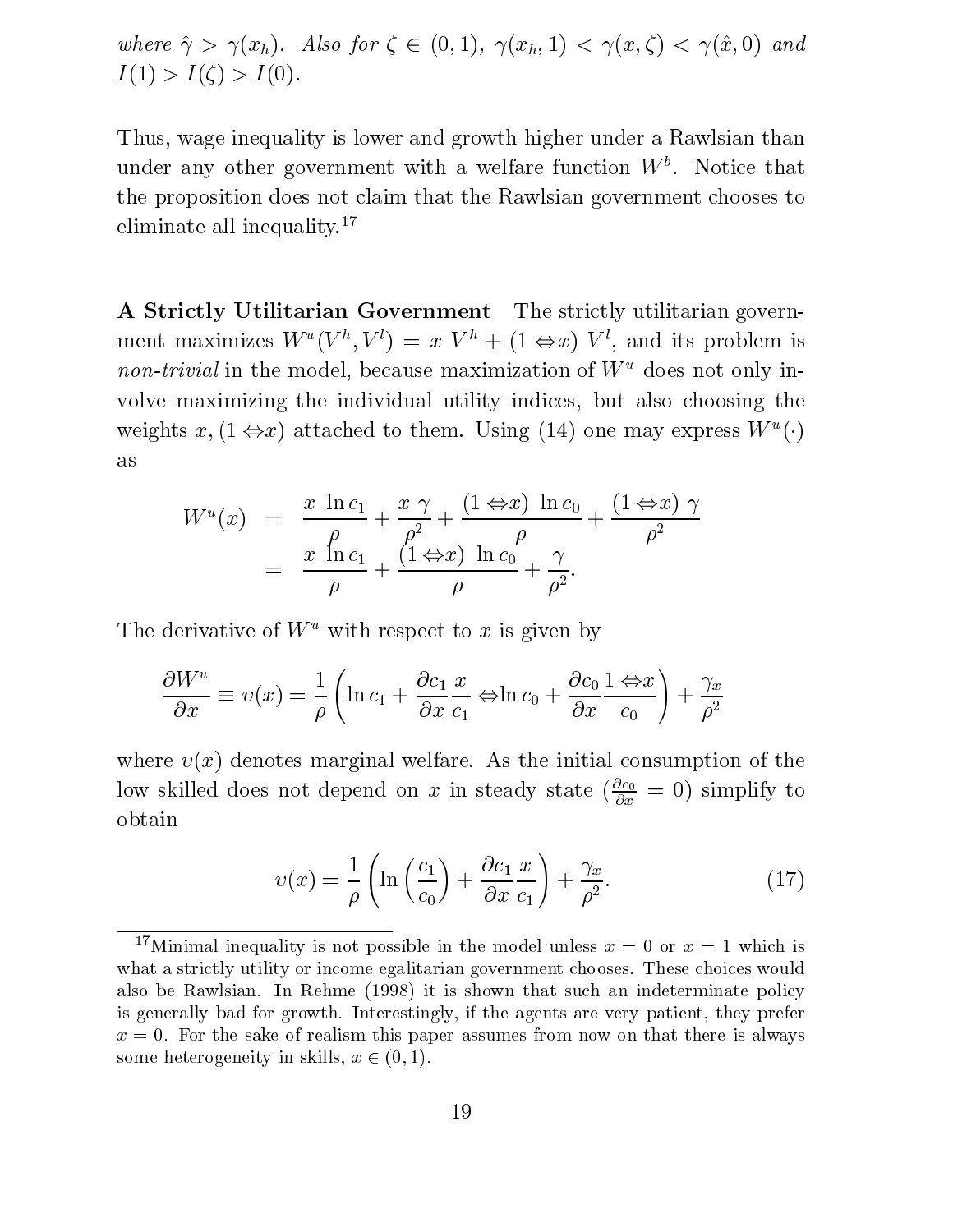*where $\hat{\gamma} > \gamma(x_h)$. Also for $\zeta \in (0,1)$, $\gamma(x_h, 1) < \gamma(x, \zeta) < \gamma(\hat{x}, 0)$ and $I(1) > I(\zeta) > I(0)$.*

Thus, wage inequality is lower and growth higher under a Rawlsian than under any other government with a welfare function $W^b$. Notice that the proposition does not claim that the Rawlsian government chooses to eliminate all inequality.[17]

**A Strictly Utilitarian Government** The strictly utilitarian government maximizes $W^u(V^h, V^l) = x\ V^h + (1-x)\ V^l$, and its problem is *non-trivial* in the model, because maximization of $W^u$ does not only involve maximizing the individual utility indices, but also choosing the weights $x, (1-x)$ attached to them. Using (14) one may express $W^u(\cdot)$ as

$$\begin{aligned} W^u(x) &= \frac{x\ \ln c_1}{\rho} + \frac{x\ \gamma}{\rho^2} + \frac{(1-x)\ \ln c_0}{\rho} + \frac{(1-x)\ \gamma}{\rho^2} \\ &= \frac{x\ \ln c_1}{\rho} + \frac{(1-x)\ \ln c_0}{\rho} + \frac{\gamma}{\rho^2}. \end{aligned}$$

The derivative of $W^u$ with respect to $x$ is given by

$$\frac{\partial W^u}{\partial x} \equiv \upsilon(x) = \frac{1}{\rho}\left(\ln c_1 + \frac{\partial c_1}{\partial x}\frac{x}{c_1} - \ln c_0 + \frac{\partial c_0}{\partial x}\frac{1-x}{c_0}\right) + \frac{\gamma_x}{\rho^2}$$

where $\upsilon(x)$ denotes marginal welfare. As the initial consumption of the low skilled does not depend on $x$ in steady state ($\frac{\partial c_0}{\partial x} = 0$) simplify to obtain

$$\upsilon(x) = \frac{1}{\rho}\left(\ln\left(\frac{c_1}{c_0}\right) + \frac{\partial c_1}{\partial x}\frac{x}{c_1}\right) + \frac{\gamma_x}{\rho^2}. \tag{17}$$

---

[17] Minimal inequality is not possible in the model unless $x = 0$ or $x = 1$ which is what a strictly utility or income egalitarian government chooses. These choices would also be Rawlsian. In Rehme (1998) it is shown that such an indeterminate policy is generally bad for growth. Interestingly, if the agents are very patient, they prefer $x = 0$. For the sake of realism this paper assumes from now on that there is always some heterogeneity in skills, $x \in (0,1)$.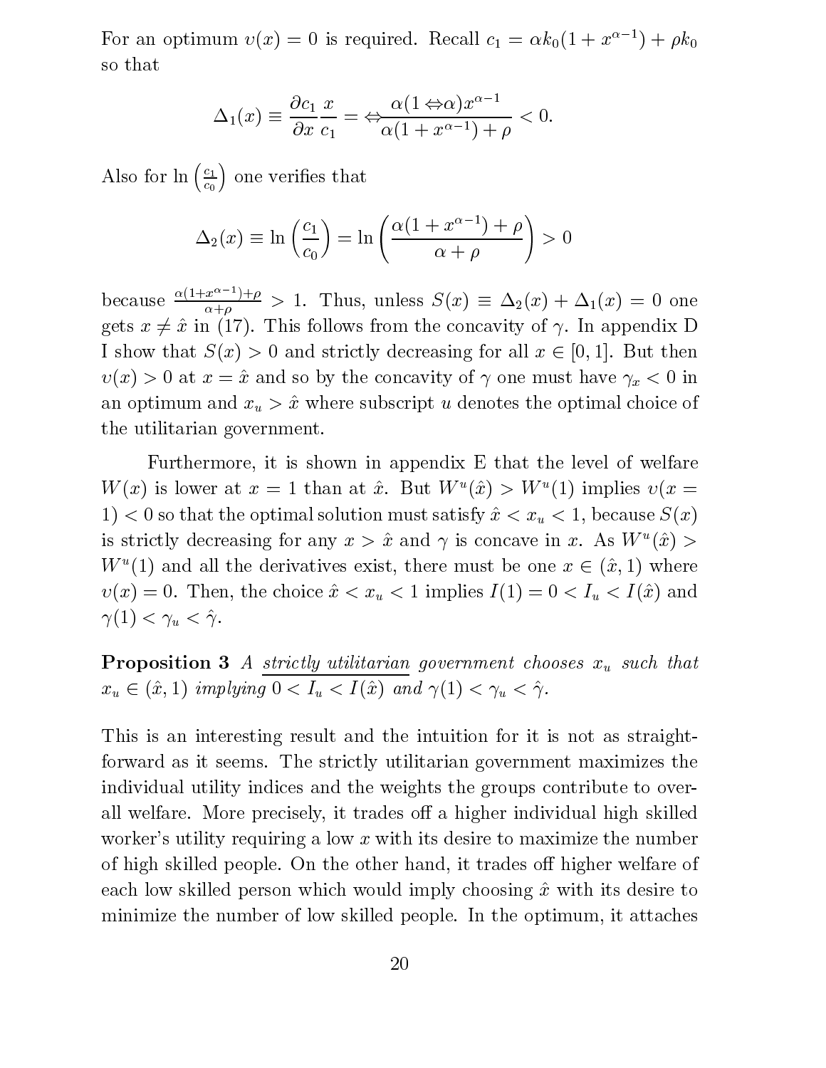For an optimum $v(x) = 0$ is required. Recall $c_1 = \alpha k_0(1 + x^{\alpha-1}) + \rho k_0$ so that

$$\Delta_1(x) \equiv \frac{\partial c_1}{\partial x}\frac{x}{c_1} = -\frac{\alpha(1-\alpha)x^{\alpha-1}}{\alpha(1+x^{\alpha-1})+\rho} < 0.$$

Also for $\ln\left(\frac{c_1}{c_0}\right)$ one verifies that

$$\Delta_2(x) \equiv \ln\left(\frac{c_1}{c_0}\right) = \ln\left(\frac{\alpha(1+x^{\alpha-1})+\rho}{\alpha+\rho}\right) > 0$$

because $\frac{\alpha(1+x^{\alpha-1})+\rho}{\alpha+\rho} > 1$. Thus, unless $S(x) \equiv \Delta_2(x) + \Delta_1(x) = 0$ one gets $x \neq \hat{x}$ in (17). This follows from the concavity of $\gamma$. In appendix D I show that $S(x) > 0$ and strictly decreasing for all $x \in [0, 1]$. But then $v(x) > 0$ at $x = \hat{x}$ and so by the concavity of $\gamma$ one must have $\gamma_x < 0$ in an optimum and $x_u > \hat{x}$ where subscript $u$ denotes the optimal choice of the utilitarian government.

Furthermore, it is shown in appendix E that the level of welfare $W(x)$ is lower at $x = 1$ than at $\hat{x}$. But $W^u(\hat{x}) > W^u(1)$ implies $v(x = 1) < 0$ so that the optimal solution must satisfy $\hat{x} < x_u < 1$, because $S(x)$ is strictly decreasing for any $x > \hat{x}$ and $\gamma$ is concave in $x$. As $W^u(\hat{x}) > W^u(1)$ and all the derivatives exist, there must be one $x \in (\hat{x}, 1)$ where $v(x) = 0$. Then, the choice $\hat{x} < x_u < 1$ implies $I(1) = 0 < I_u < I(\hat{x})$ and $\gamma(1) < \gamma_u < \hat{\gamma}$.

**Proposition 3** *A strictly utilitarian government chooses $x_u$ such that $x_u \in (\hat{x}, 1)$ implying $0 < I_u < I(\hat{x})$ and $\gamma(1) < \gamma_u < \hat{\gamma}$.*

This is an interesting result and the intuition for it is not as straightforward as it seems. The strictly utilitarian government maximizes the individual utility indices and the weights the groups contribute to overall welfare. More precisely, it trades off a higher individual high skilled worker's utility requiring a low $x$ with its desire to maximize the number of high skilled people. On the other hand, it trades off higher welfare of each low skilled person which would imply choosing $\hat{x}$ with its desire to minimize the number of low skilled people. In the optimum, it attaches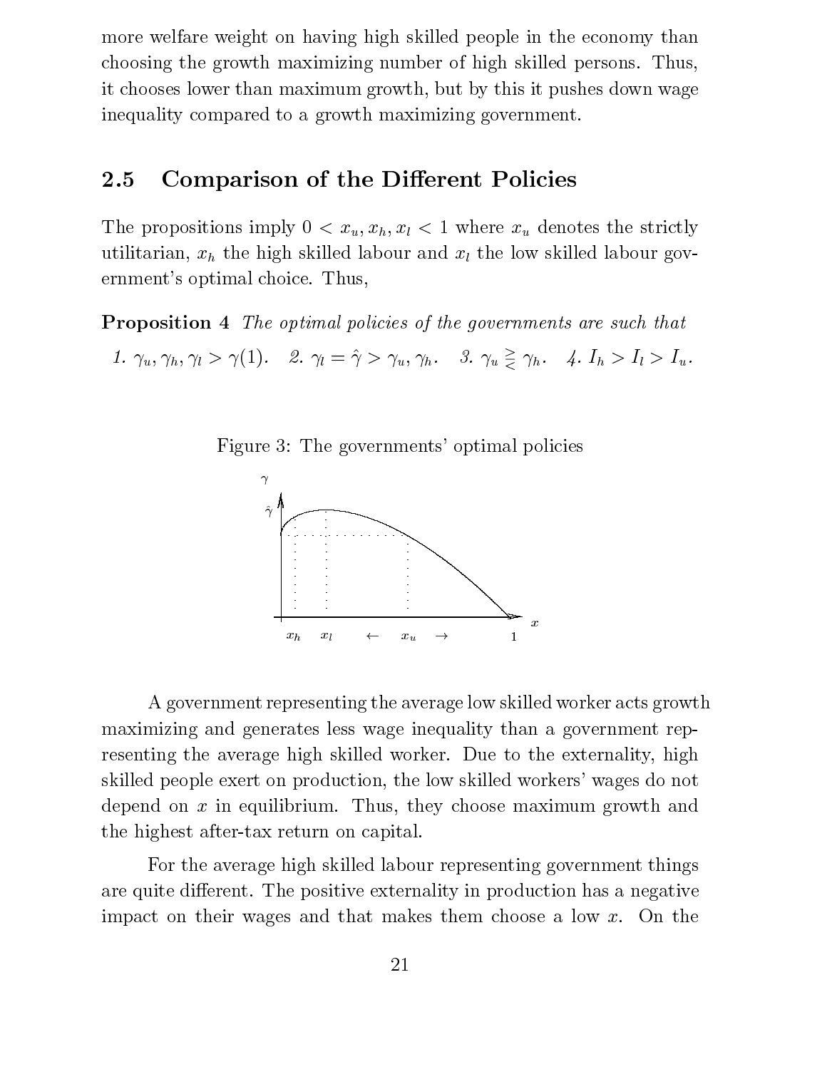more welfare weight on having high skilled people in the economy than choosing the growth maximizing number of high skilled persons. Thus, it chooses lower than maximum growth, but by this it pushes down wage inequality compared to a growth maximizing government.

## 2.5 Comparison of the Different Policies

The propositions imply $0 < x_u, x_h, x_l < 1$ where $x_u$ denotes the strictly utilitarian, $x_h$ the high skilled labour and $x_l$ the low skilled labour government's optimal choice. Thus,

**Proposition 4** *The optimal policies of the governments are such that*

*1.* $\gamma_u, \gamma_h, \gamma_l > \gamma(1)$. *2.* $\gamma_l = \hat{\gamma} > \gamma_u, \gamma_h$. *3.* $\gamma_u \gtreqless \gamma_h$. *4.* $I_h > I_l > I_u$.

Figure 3: The governments' optimal policies

A government representing the average low skilled worker acts growth maximizing and generates less wage inequality than a government representing the average high skilled worker. Due to the externality, high skilled people exert on production, the low skilled workers' wages do not depend on $x$ in equilibrium. Thus, they choose maximum growth and the highest after-tax return on capital.

For the average high skilled labour representing government things are quite different. The positive externality in production has a negative impact on their wages and that makes them choose a low $x$. On the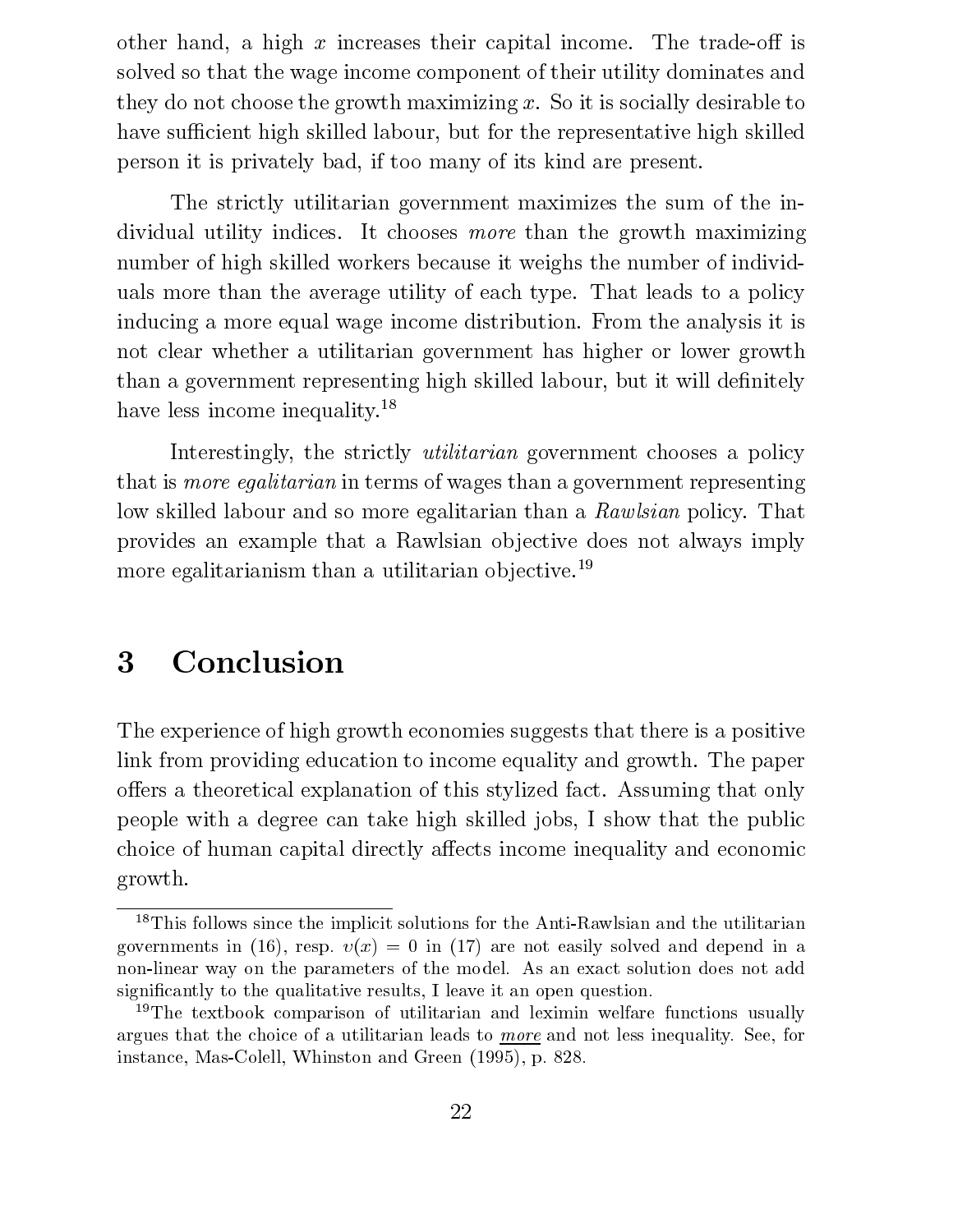other hand, a high $x$ increases their capital income. The trade-off is solved so that the wage income component of their utility dominates and they do not choose the growth maximizing $x$. So it is socially desirable to have sufficient high skilled labour, but for the representative high skilled person it is privately bad, if too many of its kind are present.

The strictly utilitarian government maximizes the sum of the individual utility indices. It chooses *more* than the growth maximizing number of high skilled workers because it weighs the number of individuals more than the average utility of each type. That leads to a policy inducing a more equal wage income distribution. From the analysis it is not clear whether a utilitarian government has higher or lower growth than a government representing high skilled labour, but it will definitely have less income inequality.[18]

Interestingly, the strictly *utilitarian* government chooses a policy that is *more egalitarian* in terms of wages than a government representing low skilled labour and so more egalitarian than a *Rawlsian* policy. That provides an example that a Rawlsian objective does not always imply more egalitarianism than a utilitarian objective.[19]

# 3 Conclusion

The experience of high growth economies suggests that there is a positive link from providing education to income equality and growth. The paper offers a theoretical explanation of this stylized fact. Assuming that only people with a degree can take high skilled jobs, I show that the public choice of human capital directly affects income inequality and economic growth.

---

[18] This follows since the implicit solutions for the Anti-Rawlsian and the utilitarian governments in (16), resp. $v(x) = 0$ in (17) are not easily solved and depend in a non-linear way on the parameters of the model. As an exact solution does not add significantly to the qualitative results, I leave it an open question.

[19] The textbook comparison of utilitarian and leximin welfare functions usually argues that the choice of a utilitarian leads to ***more*** and not less inequality. See, for instance, Mas-Colell, Whinston and Green (1995), p. 828.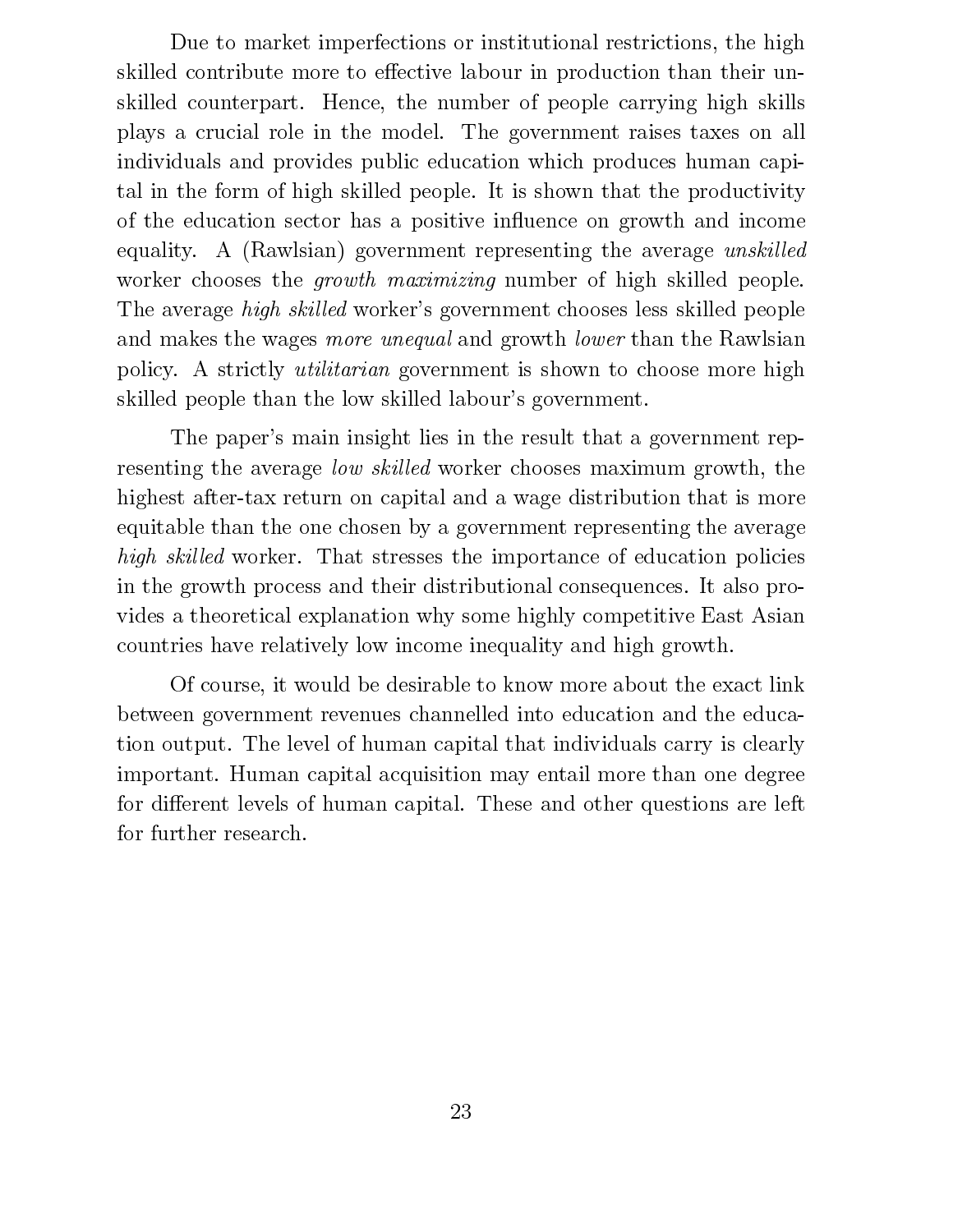Due to market imperfections or institutional restrictions, the high skilled contribute more to effective labour in production than their unskilled counterpart. Hence, the number of people carrying high skills plays a crucial role in the model. The government raises taxes on all individuals and provides public education which produces human capital in the form of high skilled people. It is shown that the productivity of the education sector has a positive influence on growth and income equality. A (Rawlsian) government representing the average *unskilled* worker chooses the *growth maximizing* number of high skilled people. The average *high skilled* worker's government chooses less skilled people and makes the wages *more unequal* and growth *lower* than the Rawlsian policy. A strictly *utilitarian* government is shown to choose more high skilled people than the low skilled labour's government.

The paper's main insight lies in the result that a government representing the average *low skilled* worker chooses maximum growth, the highest after-tax return on capital and a wage distribution that is more equitable than the one chosen by a government representing the average *high skilled* worker. That stresses the importance of education policies in the growth process and their distributional consequences. It also provides a theoretical explanation why some highly competitive East Asian countries have relatively low income inequality and high growth.

Of course, it would be desirable to know more about the exact link between government revenues channelled into education and the education output. The level of human capital that individuals carry is clearly important. Human capital acquisition may entail more than one degree for different levels of human capital. These and other questions are left for further research.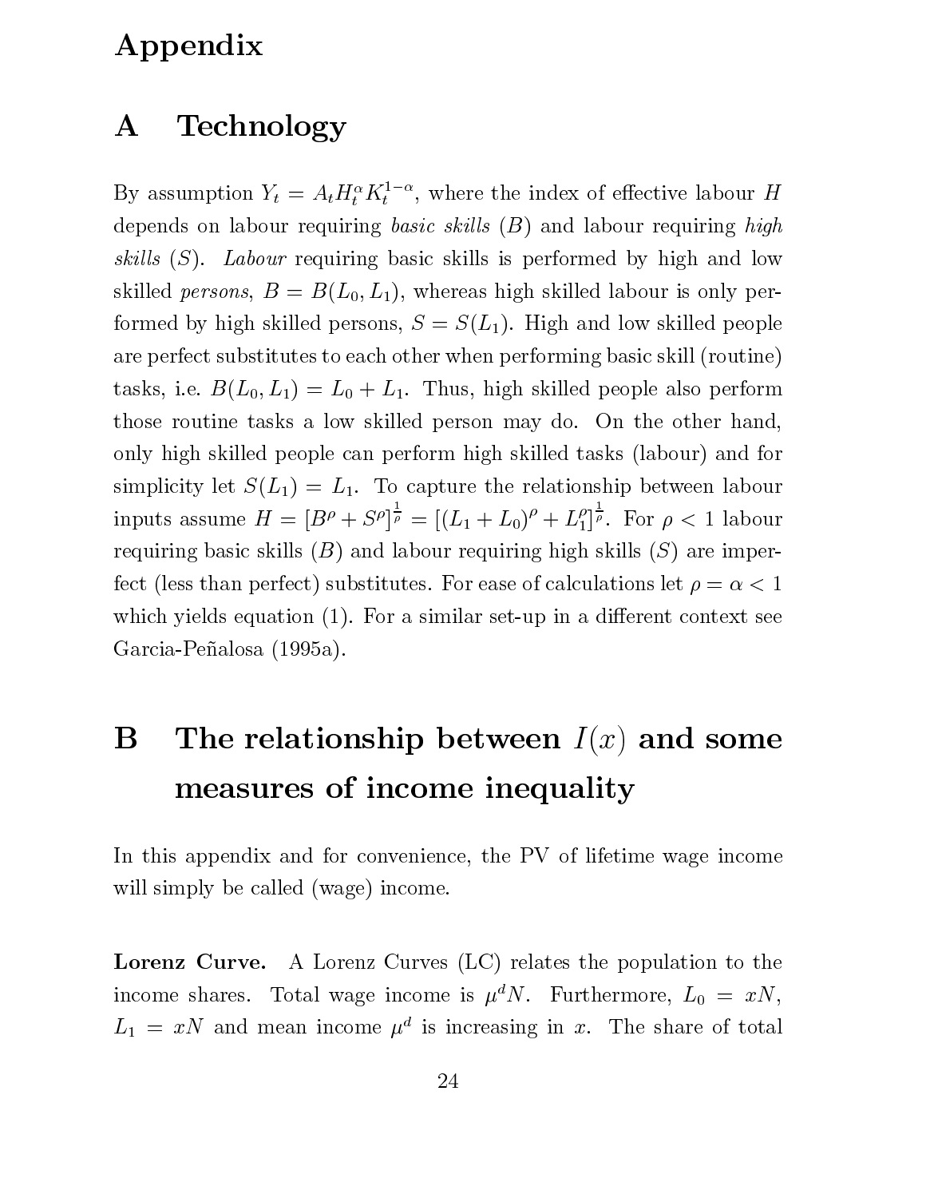# Appendix

## A Technology

By assumption $Y_t = A_t H_t^{\alpha} K_t^{1-\alpha}$, where the index of effective labour $H$ depends on labour requiring *basic skills* ($B$) and labour requiring *high skills* ($S$). *Labour* requiring basic skills is performed by high and low skilled *persons*, $B = B(L_0, L_1)$, whereas high skilled labour is only performed by high skilled persons, $S = S(L_1)$. High and low skilled people are perfect substitutes to each other when performing basic skill (routine) tasks, i.e. $B(L_0, L_1) = L_0 + L_1$. Thus, high skilled people also perform those routine tasks a low skilled person may do. On the other hand, only high skilled people can perform high skilled tasks (labour) and for simplicity let $S(L_1) = L_1$. To capture the relationship between labour inputs assume $H = [B^{\rho} + S^{\rho}]^{\frac{1}{\rho}} = [(L_1 + L_0)^{\rho} + L_1^{\rho}]^{\frac{1}{\rho}}$. For $\rho < 1$ labour requiring basic skills ($B$) and labour requiring high skills ($S$) are imperfect (less than perfect) substitutes. For ease of calculations let $\rho = \alpha < 1$ which yields equation (1). For a similar set-up in a different context see Garcia-Peñalosa (1995a).

## B The relationship between $I(x)$ and some measures of income inequality

In this appendix and for convenience, the PV of lifetime wage income will simply be called (wage) income.

**Lorenz Curve.** A Lorenz Curves (LC) relates the population to the income shares. Total wage income is $\mu^d N$. Furthermore, $L_0 = xN$, $L_1 = xN$ and mean income $\mu^d$ is increasing in $x$. The share of total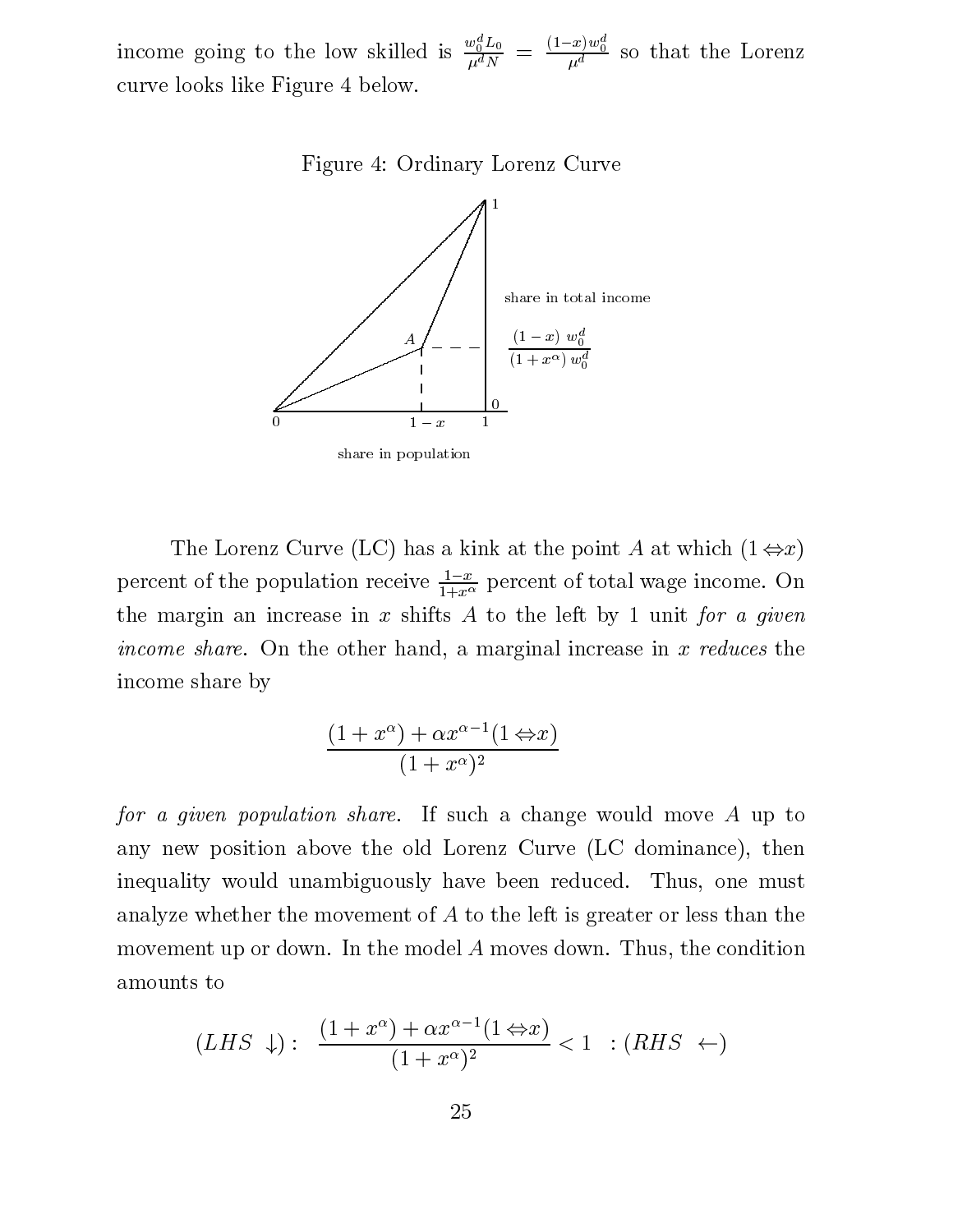income going to the low skilled is $\frac{w_0^d L_0}{\mu^d N} = \frac{(1-x)w_0^d}{\mu^d}$ so that the Lorenz curve looks like Figure 4 below.

Figure 4: Ordinary Lorenz Curve

The Lorenz Curve (LC) has a kink at the point $A$ at which $(1-x)$ percent of the population receive $\frac{1-x}{1+x^\alpha}$ percent of total wage income. On the margin an increase in $x$ shifts $A$ to the left by 1 unit *for a given income share*. On the other hand, a marginal increase in $x$ *reduces* the income share by

$$\frac{(1+x^\alpha) + \alpha x^{\alpha-1}(1-x)}{(1+x^\alpha)^2}$$

*for a given population share.* If such a change would move $A$ up to any new position above the old Lorenz Curve (LC dominance), then inequality would unambiguously have been reduced. Thus, one must analyze whether the movement of $A$ to the left is greater or less than the movement up or down. In the model $A$ moves down. Thus, the condition amounts to

$$(LHS \downarrow): \quad \frac{(1+x^\alpha) + \alpha x^{\alpha-1}(1-x)}{(1+x^\alpha)^2} < 1 \quad : (RHS \leftarrow)$$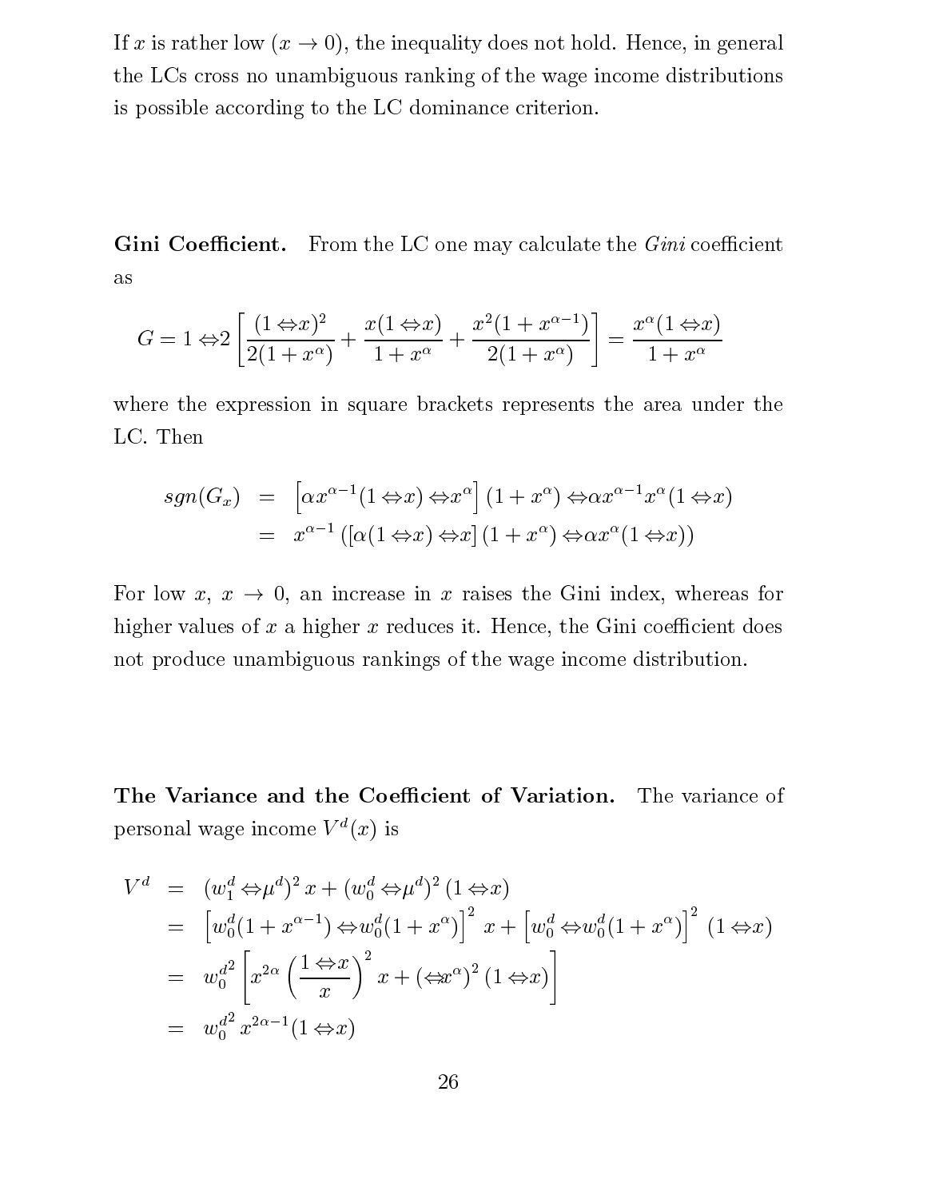If $x$ is rather low ($x \to 0$), the inequality does not hold. Hence, in general the LCs cross no unambiguous ranking of the wage income distributions is possible according to the LC dominance criterion.

**Gini Coefficient.** From the LC one may calculate the *Gini* coefficient as

$$G = 1 - 2\left[\frac{(1-x)^2}{2(1+x^\alpha)} + \frac{x(1-x)}{1+x^\alpha} + \frac{x^2(1+x^{\alpha-1})}{2(1+x^\alpha)}\right] = \frac{x^\alpha(1-x)}{1+x^\alpha}$$

where the expression in square brackets represents the area under the LC. Then

$$\begin{aligned} sgn(G_x) &= \left[\alpha x^{\alpha-1}(1-x) - x^\alpha\right](1+x^\alpha) - \alpha x^{\alpha-1}x^\alpha(1-x) \\ &= x^{\alpha-1}\left(\left[\alpha(1-x) - x\right](1+x^\alpha) - \alpha x^\alpha(1-x)\right) \end{aligned}$$

For low $x$, $x \to 0$, an increase in $x$ raises the Gini index, whereas for higher values of $x$ a higher $x$ reduces it. Hence, the Gini coefficient does not produce unambiguous rankings of the wage income distribution.

**The Variance and the Coefficient of Variation.** The variance of personal wage income $V^d(x)$ is

$$\begin{aligned} V^d &= (w_1^d - \mu^d)^2\, x + (w_0^d - \mu^d)^2\,(1-x) \\ &= \left[w_0^d(1+x^{\alpha-1}) - w_0^d(1+x^\alpha)\right]^2\, x + \left[w_0^d - w_0^d(1+x^\alpha)\right]^2\,(1-x) \\ &= w_0^{d^2}\left[x^{2\alpha}\left(\frac{1-x}{x}\right)^2 x + (-x^\alpha)^2\,(1-x)\right] \\ &= w_0^{d^2}\, x^{2\alpha-1}(1-x) \end{aligned}$$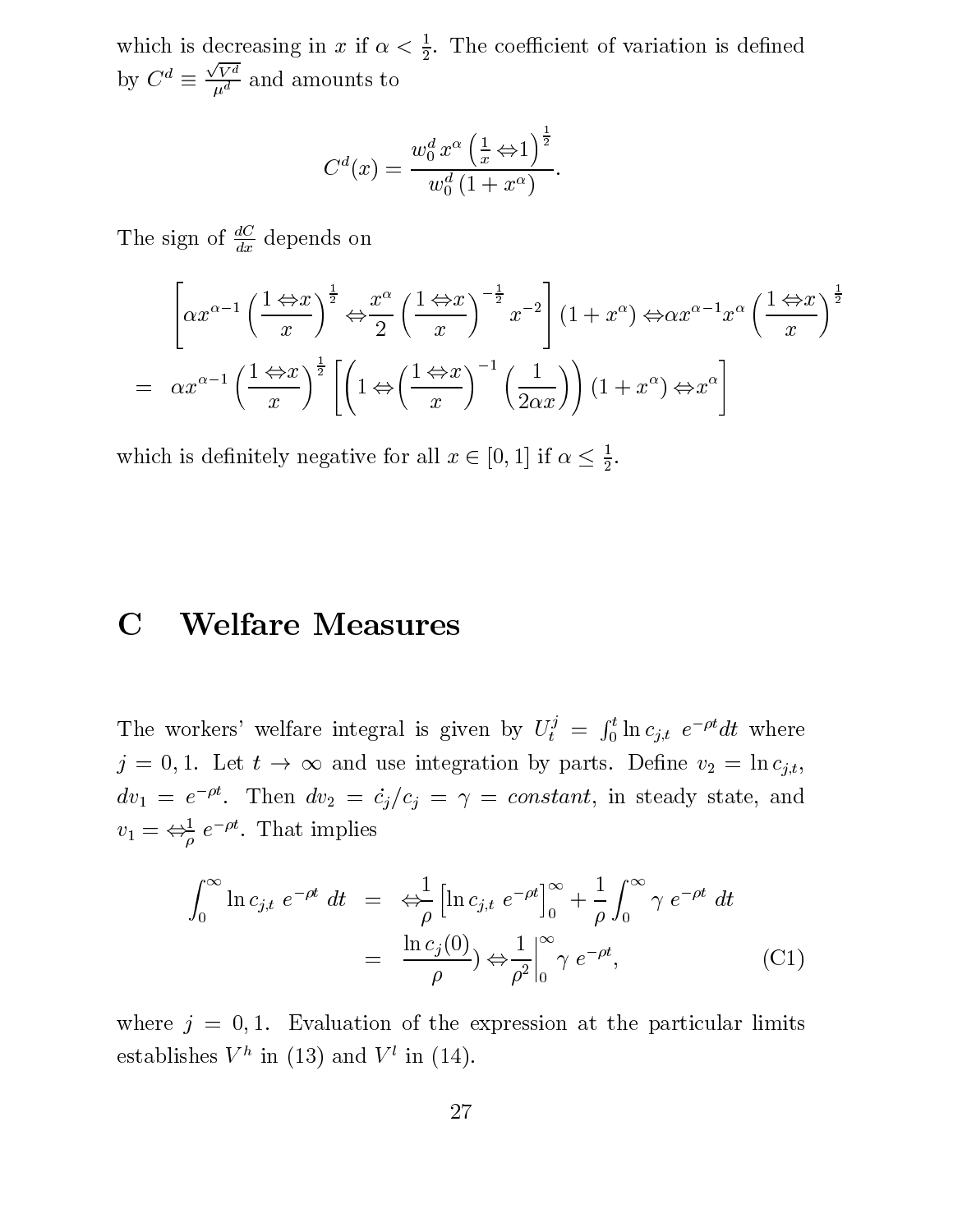which is decreasing in $x$ if $\alpha < \frac{1}{2}$. The coefficient of variation is defined by $C^d \equiv \frac{\sqrt{V^d}}{\mu^d}$ and amounts to

$$C^d(x) = \frac{w_0^d \, x^\alpha \left(\frac{1}{x} - 1\right)^{\frac{1}{2}}}{w_0^d \,(1 + x^\alpha)}.$$

The sign of $\frac{dC}{dx}$ depends on

$$\begin{aligned}
&\left[\alpha x^{\alpha-1}\left(\frac{1-x}{x}\right)^{\frac{1}{2}} - \frac{x^\alpha}{2}\left(\frac{1-x}{x}\right)^{-\frac{1}{2}} x^{-2}\right](1+x^\alpha) - \alpha x^{\alpha-1} x^\alpha \left(\frac{1-x}{x}\right)^{\frac{1}{2}} \\
= \;\; & \alpha x^{\alpha-1}\left(\frac{1-x}{x}\right)^{\frac{1}{2}}\left[\left(1 - \left(\frac{1-x}{x}\right)^{-1}\left(\frac{1}{2\alpha x}\right)\right)(1+x^\alpha) - x^\alpha\right]
\end{aligned}$$

which is definitely negative for all $x \in [0,1]$ if $\alpha \leq \frac{1}{2}$.

# C Welfare Measures

The workers' welfare integral is given by $U_t^j = \int_0^t \ln c_{j,t} \; e^{-\rho t} dt$ where $j = 0, 1$. Let $t \to \infty$ and use integration by parts. Define $v_2 = \ln c_{j,t}$, $dv_1 = e^{-\rho t}$. Then $dv_2 = \dot{c}_j / c_j = \gamma = \textit{constant}$, in steady state, and $v_1 = -\frac{1}{\rho} \, e^{-\rho t}$. That implies

$$\begin{aligned}
\int_0^\infty \ln c_{j,t} \; e^{-\rho t} \; dt &= -\frac{1}{\rho}\left[\ln c_{j,t} \; e^{-\rho t}\right]_0^\infty + \frac{1}{\rho}\int_0^\infty \gamma \; e^{-\rho t} \; dt \\
&= \frac{\ln c_j(0)}{\rho}) - \frac{1}{\rho^2}\Big|_0^\infty \gamma \; e^{-\rho t}, \qquad \text{(C1)}
\end{aligned}$$

where $j = 0, 1$. Evaluation of the expression at the particular limits establishes $V^h$ in (13) and $V^l$ in (14).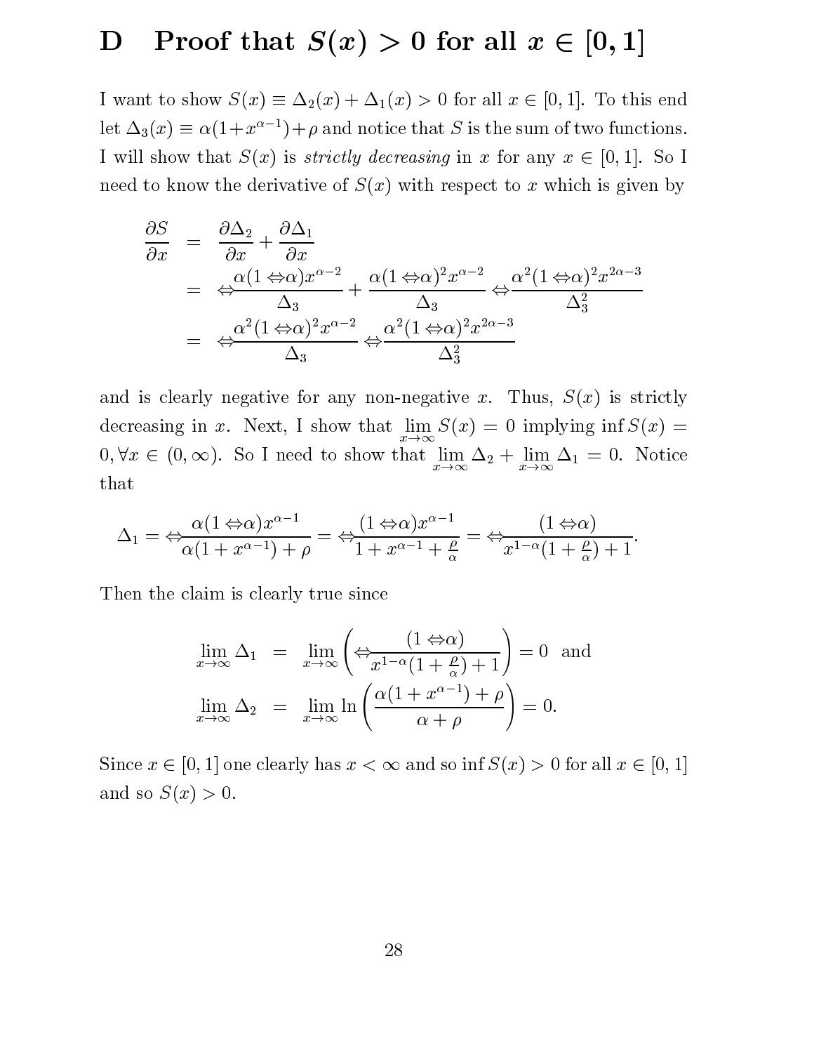# D Proof that $S(x) > 0$ for all $x \in [0, 1]$

I want to show $S(x) \equiv \Delta_2(x) + \Delta_1(x) > 0$ for all $x \in [0, 1]$. To this end let $\Delta_3(x) \equiv \alpha(1+x^{\alpha-1})+\rho$ and notice that $S$ is the sum of two functions. I will show that $S(x)$ is *strictly decreasing* in $x$ for any $x \in [0, 1]$. So I need to know the derivative of $S(x)$ with respect to $x$ which is given by

$$
\begin{aligned}
\frac{\partial S}{\partial x} &= \frac{\partial \Delta_2}{\partial x} + \frac{\partial \Delta_1}{\partial x} \\
&= -\frac{\alpha(1-\alpha)x^{\alpha-2}}{\Delta_3} + \frac{\alpha(1-\alpha)^2 x^{\alpha-2}}{\Delta_3} - \frac{\alpha^2(1-\alpha)^2 x^{2\alpha-3}}{\Delta_3^2} \\
&= -\frac{\alpha^2(1-\alpha)^2 x^{\alpha-2}}{\Delta_3} - \frac{\alpha^2(1-\alpha)^2 x^{2\alpha-3}}{\Delta_3^2}
\end{aligned}
$$

and is clearly negative for any non-negative $x$. Thus, $S(x)$ is strictly decreasing in $x$. Next, I show that $\lim_{x\to\infty} S(x) = 0$ implying $\inf S(x) = 0, \forall x \in (0, \infty)$. So I need to show that $\lim_{x\to\infty} \Delta_2 + \lim_{x\to\infty} \Delta_1 = 0$. Notice that

$$
\Delta_1 = -\frac{\alpha(1-\alpha)x^{\alpha-1}}{\alpha(1+x^{\alpha-1})+\rho} = -\frac{(1-\alpha)x^{\alpha-1}}{1+x^{\alpha-1}+\frac{\rho}{\alpha}} = -\frac{(1-\alpha)}{x^{1-\alpha}(1+\frac{\rho}{\alpha})+1}.
$$

Then the claim is clearly true since

$$
\begin{aligned}
\lim_{x\to\infty} \Delta_1 &= \lim_{x\to\infty} \left( -\frac{(1-\alpha)}{x^{1-\alpha}(1+\frac{\rho}{\alpha})+1} \right) = 0 \quad \text{and} \\
\lim_{x\to\infty} \Delta_2 &= \lim_{x\to\infty} \ln \left( \frac{\alpha(1+x^{\alpha-1})+\rho}{\alpha+\rho} \right) = 0.
\end{aligned}
$$

Since $x \in [0, 1]$ one clearly has $x < \infty$ and so $\inf S(x) > 0$ for all $x \in [0, 1]$ and so $S(x) > 0$.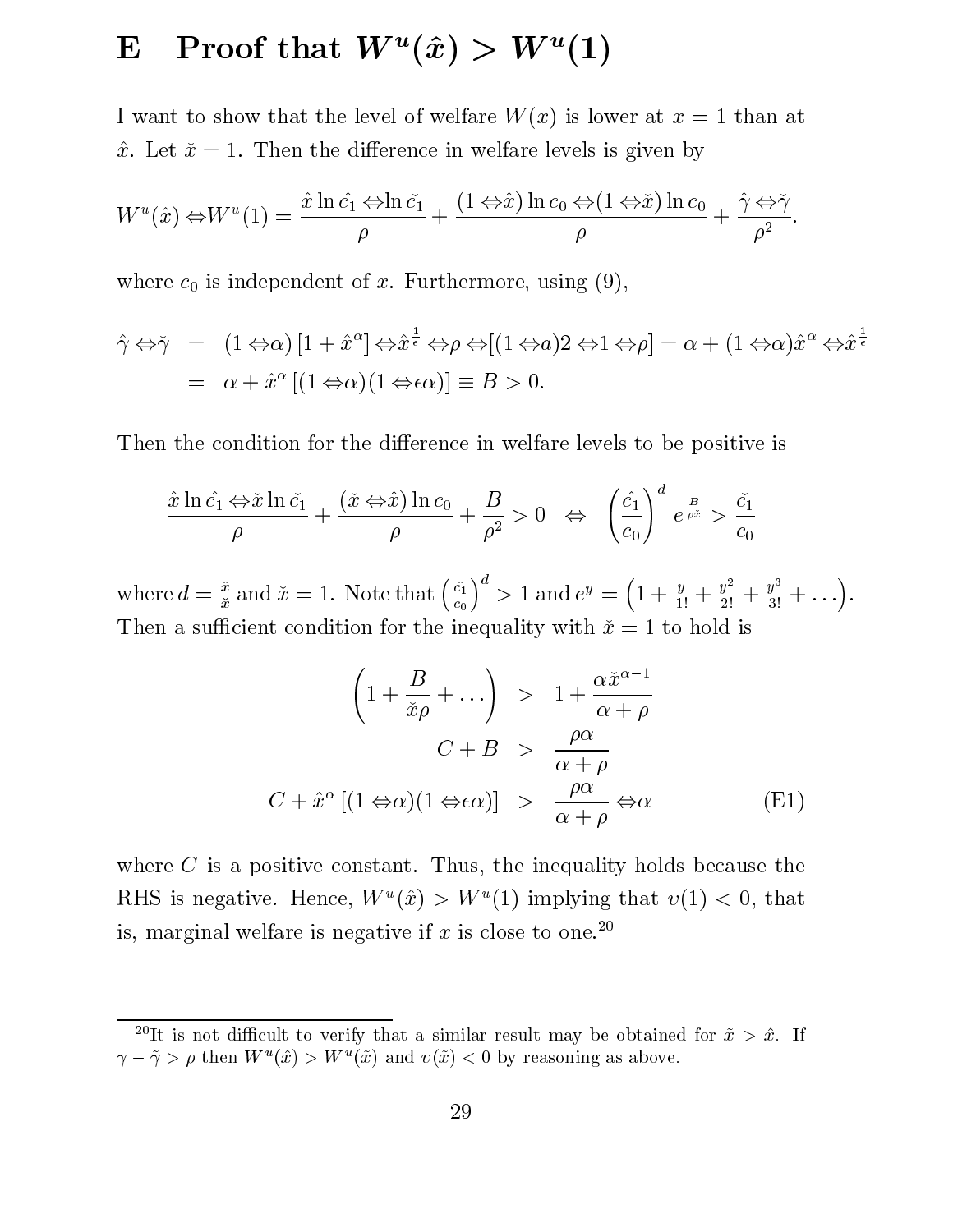# E Proof that $W^u(\hat{x}) > W^u(1)$

I want to show that the level of welfare $W(x)$ is lower at $x = 1$ than at $\hat{x}$. Let $\check{x} = 1$. Then the difference in welfare levels is given by

$$W^u(\hat{x}) - W^u(1) = \frac{\hat{x}\ln\hat{c_1} - \ln\check{c}_1}{\rho} + \frac{(1-\hat{x})\ln c_0 - (1-\check{x})\ln c_0}{\rho} + \frac{\hat{\gamma} - \check{\gamma}}{\rho^2}.$$

where $c_0$ is independent of $x$. Furthermore, using (9),

$$\begin{aligned}
\hat{\gamma} - \check{\gamma} &= (1-\alpha)\left[1+\hat{x}^{\alpha}\right] - \hat{x}^{\frac{1}{\epsilon}} - \rho - \left[(1-a)2 - 1 - \rho\right] = \alpha + (1-\alpha)\hat{x}^{\alpha} - \hat{x}^{\frac{1}{\epsilon}} \\
&= \alpha + \hat{x}^{\alpha}\left[(1-\alpha)(1-\epsilon\alpha)\right] \equiv B > 0.
\end{aligned}$$

Then the condition for the difference in welfare levels to be positive is

$$\frac{\hat{x}\ln\hat{c_1} - \check{x}\ln\check{c}_1}{\rho} + \frac{(\check{x}-\hat{x})\ln c_0}{\rho} + \frac{B}{\rho^2} > 0 \quad \Leftrightarrow \quad \left(\frac{\hat{c_1}}{c_0}\right)^d e^{\frac{B}{\rho\check{x}}} > \frac{\check{c}_1}{c_0}$$

where $d = \frac{\hat{x}}{\check{x}}$ and $\check{x} = 1$. Note that $\left(\frac{\hat{c_1}}{c_0}\right)^d > 1$ and $e^y = \left(1 + \frac{y}{1!} + \frac{y^2}{2!} + \frac{y^3}{3!} + \ldots\right)$. Then a sufficient condition for the inequality with $\check{x} = 1$ to hold is

$$\begin{aligned}
\left(1 + \frac{B}{\check{x}\rho} + \ldots\right) &> 1 + \frac{\alpha\check{x}^{\alpha-1}}{\alpha+\rho} \\
C + B &> \frac{\rho\alpha}{\alpha+\rho} \\
C + \hat{x}^{\alpha}\left[(1-\alpha)(1-\epsilon\alpha)\right] &> \frac{\rho\alpha}{\alpha+\rho} - \alpha \qquad \text{(E1)}
\end{aligned}$$

where $C$ is a positive constant. Thus, the inequality holds because the RHS is negative. Hence, $W^u(\hat{x}) > W^u(1)$ implying that $\upsilon(1) < 0$, that is, marginal welfare is negative if $x$ is close to one.[20]

[20] It is not difficult to verify that a similar result may be obtained for $\tilde{x} > \hat{x}$. If $\gamma - \tilde{\gamma} > \rho$ then $W^u(\hat{x}) > W^u(\tilde{x})$ and $\upsilon(\tilde{x}) < 0$ by reasoning as above.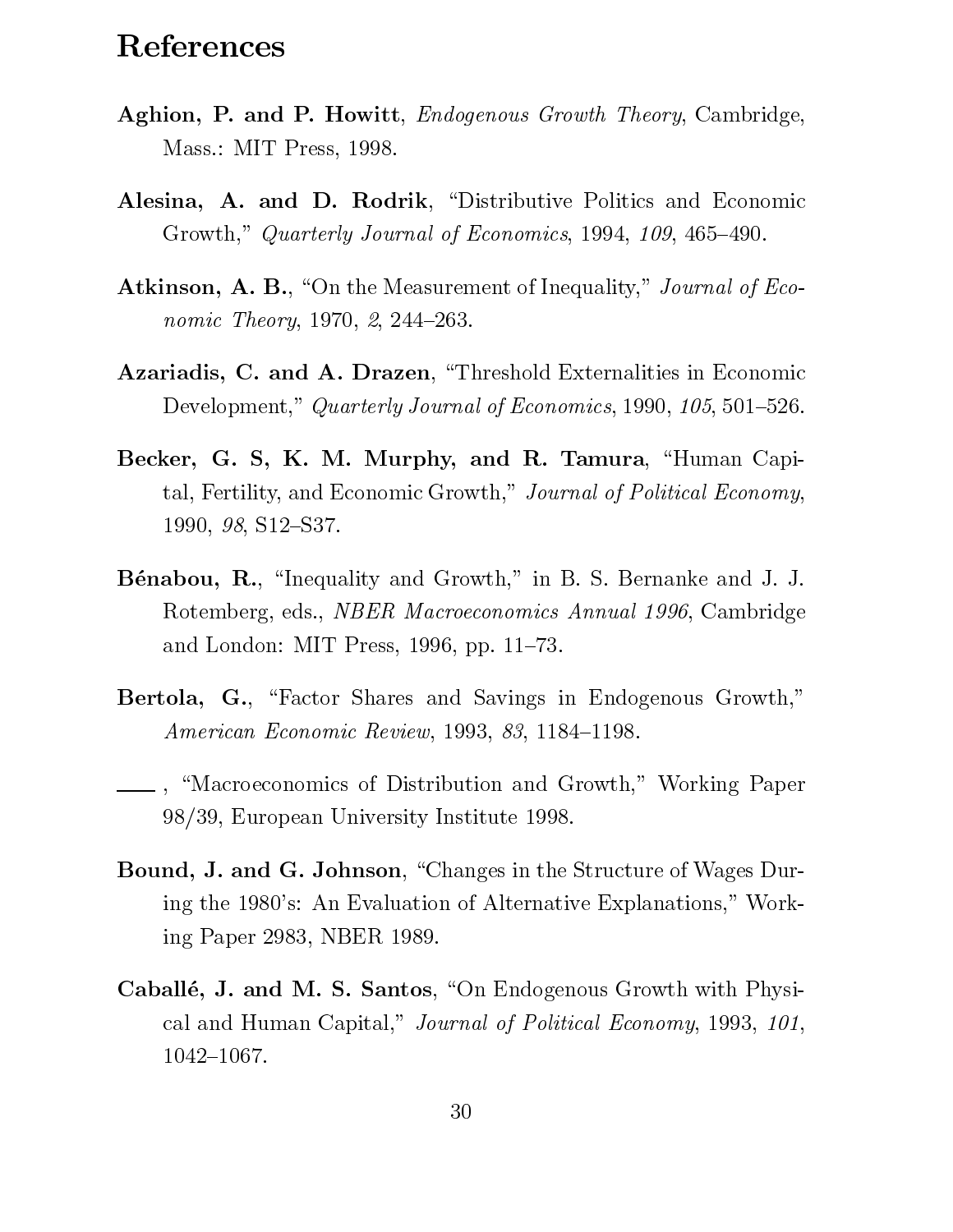## References

**Aghion, P. and P. Howitt**, *Endogenous Growth Theory*, Cambridge, Mass.: MIT Press, 1998.

**Alesina, A. and D. Rodrik**, "Distributive Politics and Economic Growth," *Quarterly Journal of Economics*, 1994, *109*, 465–490.

**Atkinson, A. B.**, "On the Measurement of Inequality," *Journal of Economic Theory*, 1970, *2*, 244–263.

**Azariadis, C. and A. Drazen**, "Threshold Externalities in Economic Development," *Quarterly Journal of Economics*, 1990, *105*, 501–526.

**Becker, G. S, K. M. Murphy, and R. Tamura**, "Human Capital, Fertility, and Economic Growth," *Journal of Political Economy*, 1990, *98*, S12–S37.

**Bénabou, R.**, "Inequality and Growth," in B. S. Bernanke and J. J. Rotemberg, eds., *NBER Macroeconomics Annual 1996*, Cambridge and London: MIT Press, 1996, pp. 11–73.

**Bertola, G.**, "Factor Shares and Savings in Endogenous Growth," *American Economic Review*, 1993, *83*, 1184–1198.

\_\_\_\_ , "Macroeconomics of Distribution and Growth," Working Paper 98/39, European University Institute 1998.

**Bound, J. and G. Johnson**, "Changes in the Structure of Wages During the 1980's: An Evaluation of Alternative Explanations," Working Paper 2983, NBER 1989.

**Caballé, J. and M. S. Santos**, "On Endogenous Growth with Physical and Human Capital," *Journal of Political Economy*, 1993, *101*, 1042–1067.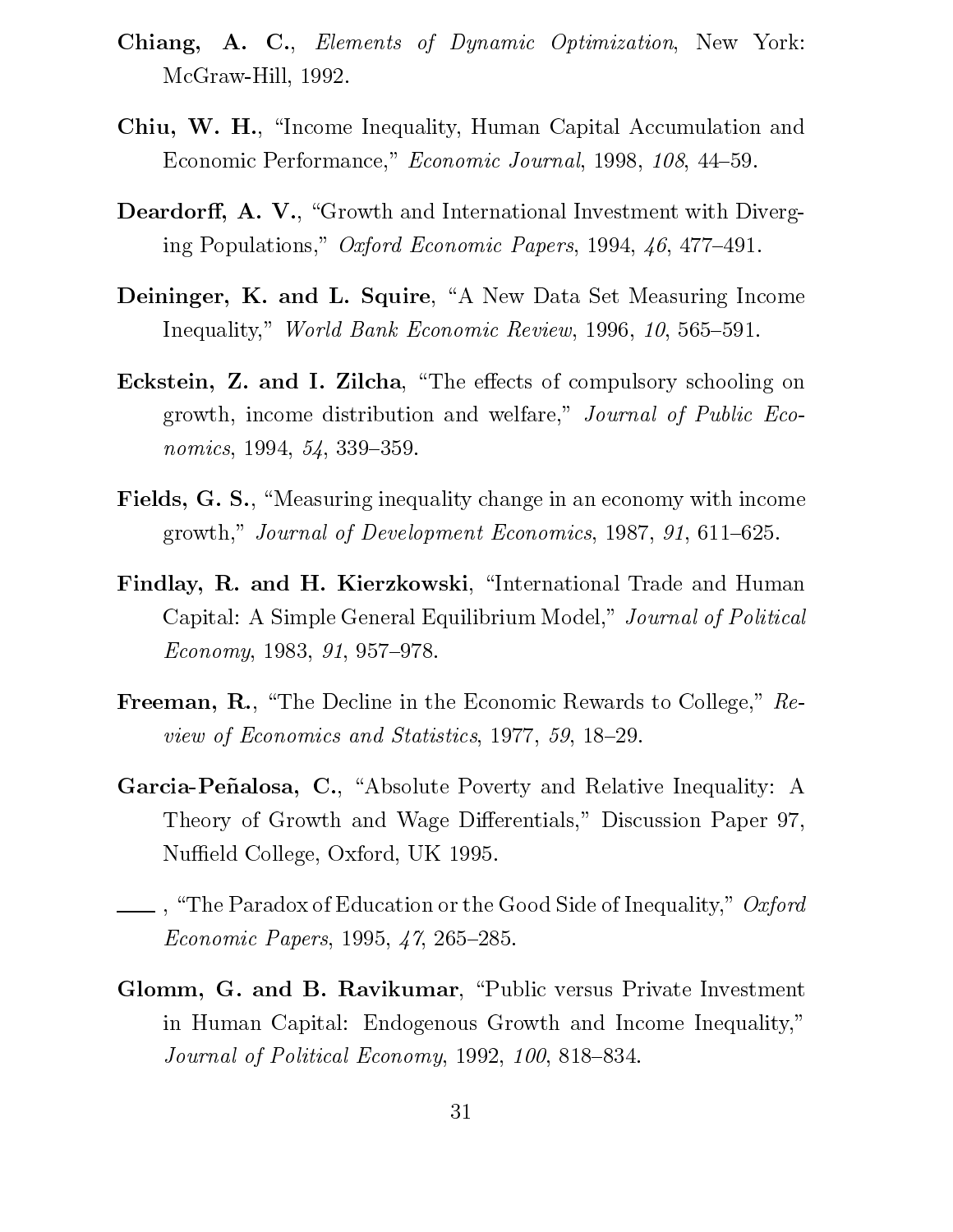**Chiang, A. C.**, *Elements of Dynamic Optimization*, New York: McGraw-Hill, 1992.

**Chiu, W. H.**, "Income Inequality, Human Capital Accumulation and Economic Performance," *Economic Journal*, 1998, *108*, 44–59.

**Deardorff, A. V.**, "Growth and International Investment with Diverging Populations," *Oxford Economic Papers*, 1994, *46*, 477–491.

**Deininger, K. and L. Squire**, "A New Data Set Measuring Income Inequality," *World Bank Economic Review*, 1996, *10*, 565–591.

**Eckstein, Z. and I. Zilcha**, "The effects of compulsory schooling on growth, income distribution and welfare," *Journal of Public Economics*, 1994, *54*, 339–359.

**Fields, G. S.**, "Measuring inequality change in an economy with income growth," *Journal of Development Economics*, 1987, *91*, 611–625.

**Findlay, R. and H. Kierzkowski**, "International Trade and Human Capital: A Simple General Equilibrium Model," *Journal of Political Economy*, 1983, *91*, 957–978.

**Freeman, R.**, "The Decline in the Economic Rewards to College," *Review of Economics and Statistics*, 1977, *59*, 18–29.

**Garcia-Peñalosa, C.**, "Absolute Poverty and Relative Inequality: A Theory of Growth and Wage Differentials," Discussion Paper 97, Nuffield College, Oxford, UK 1995.

\_\_\_\_, "The Paradox of Education or the Good Side of Inequality," *Oxford Economic Papers*, 1995, *47*, 265–285.

**Glomm, G. and B. Ravikumar**, "Public versus Private Investment in Human Capital: Endogenous Growth and Income Inequality," *Journal of Political Economy*, 1992, *100*, 818–834.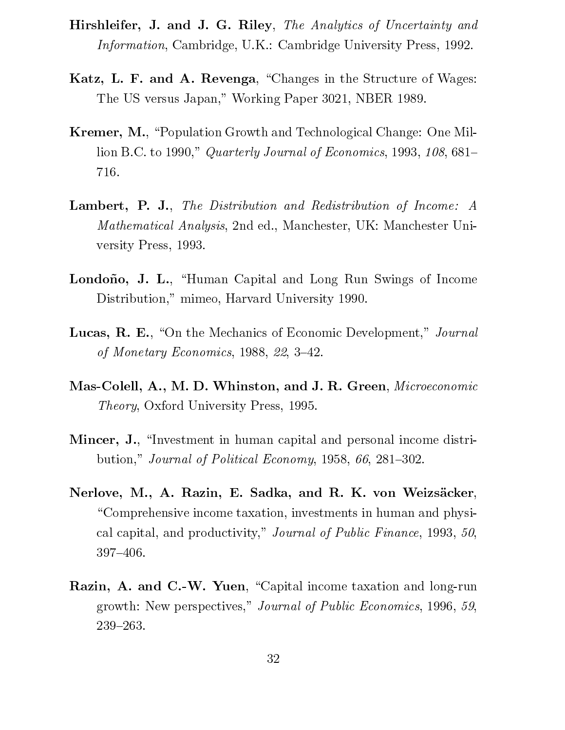**Hirshleifer, J. and J. G. Riley**, *The Analytics of Uncertainty and Information*, Cambridge, U.K.: Cambridge University Press, 1992.

**Katz, L. F. and A. Revenga**, "Changes in the Structure of Wages: The US versus Japan," Working Paper 3021, NBER 1989.

**Kremer, M.**, "Population Growth and Technological Change: One Million B.C. to 1990," *Quarterly Journal of Economics*, 1993, *108*, 681–716.

**Lambert, P. J.**, *The Distribution and Redistribution of Income: A Mathematical Analysis*, 2nd ed., Manchester, UK: Manchester University Press, 1993.

**Londoño, J. L.**, "Human Capital and Long Run Swings of Income Distribution," mimeo, Harvard University 1990.

**Lucas, R. E.**, "On the Mechanics of Economic Development," *Journal of Monetary Economics*, 1988, *22*, 3–42.

**Mas-Colell, A., M. D. Whinston, and J. R. Green**, *Microeconomic Theory*, Oxford University Press, 1995.

**Mincer, J.**, "Investment in human capital and personal income distribution," *Journal of Political Economy*, 1958, *66*, 281–302.

**Nerlove, M., A. Razin, E. Sadka, and R. K. von Weizsäcker**, "Comprehensive income taxation, investments in human and physical capital, and productivity," *Journal of Public Finance*, 1993, *50*, 397–406.

**Razin, A. and C.-W. Yuen**, "Capital income taxation and long-run growth: New perspectives," *Journal of Public Economics*, 1996, *59*, 239–263.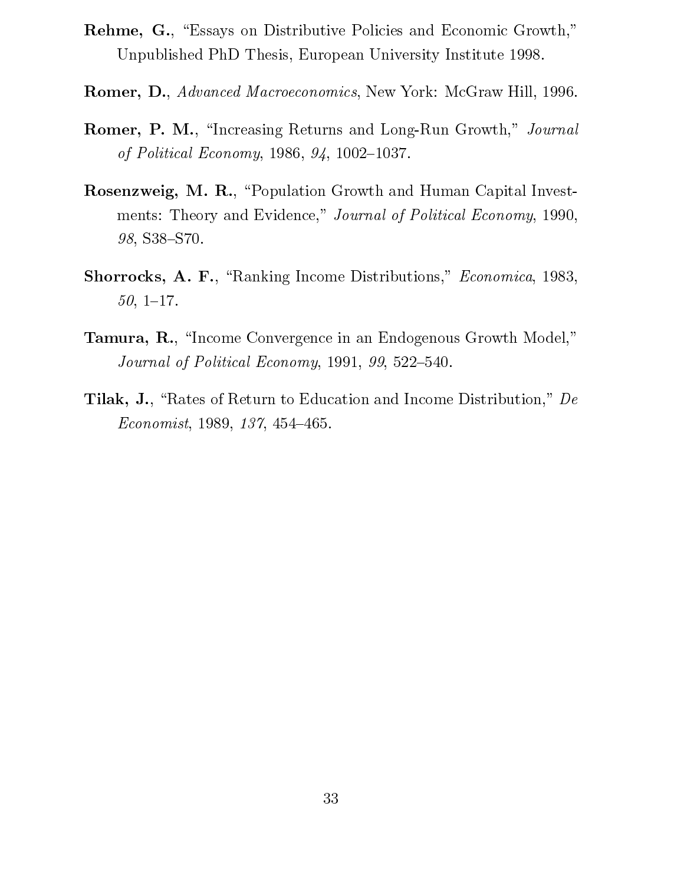**Rehme, G.**, "Essays on Distributive Policies and Economic Growth," Unpublished PhD Thesis, European University Institute 1998.

**Romer, D.**, *Advanced Macroeconomics*, New York: McGraw Hill, 1996.

**Romer, P. M.**, "Increasing Returns and Long-Run Growth," *Journal of Political Economy*, 1986, *94*, 1002–1037.

**Rosenzweig, M. R.**, "Population Growth and Human Capital Investments: Theory and Evidence," *Journal of Political Economy*, 1990, *98*, S38–S70.

**Shorrocks, A. F.**, "Ranking Income Distributions," *Economica*, 1983, *50*, 1–17.

**Tamura, R.**, "Income Convergence in an Endogenous Growth Model," *Journal of Political Economy*, 1991, *99*, 522–540.

**Tilak, J.**, "Rates of Return to Education and Income Distribution," *De Economist*, 1989, *137*, 454–465.